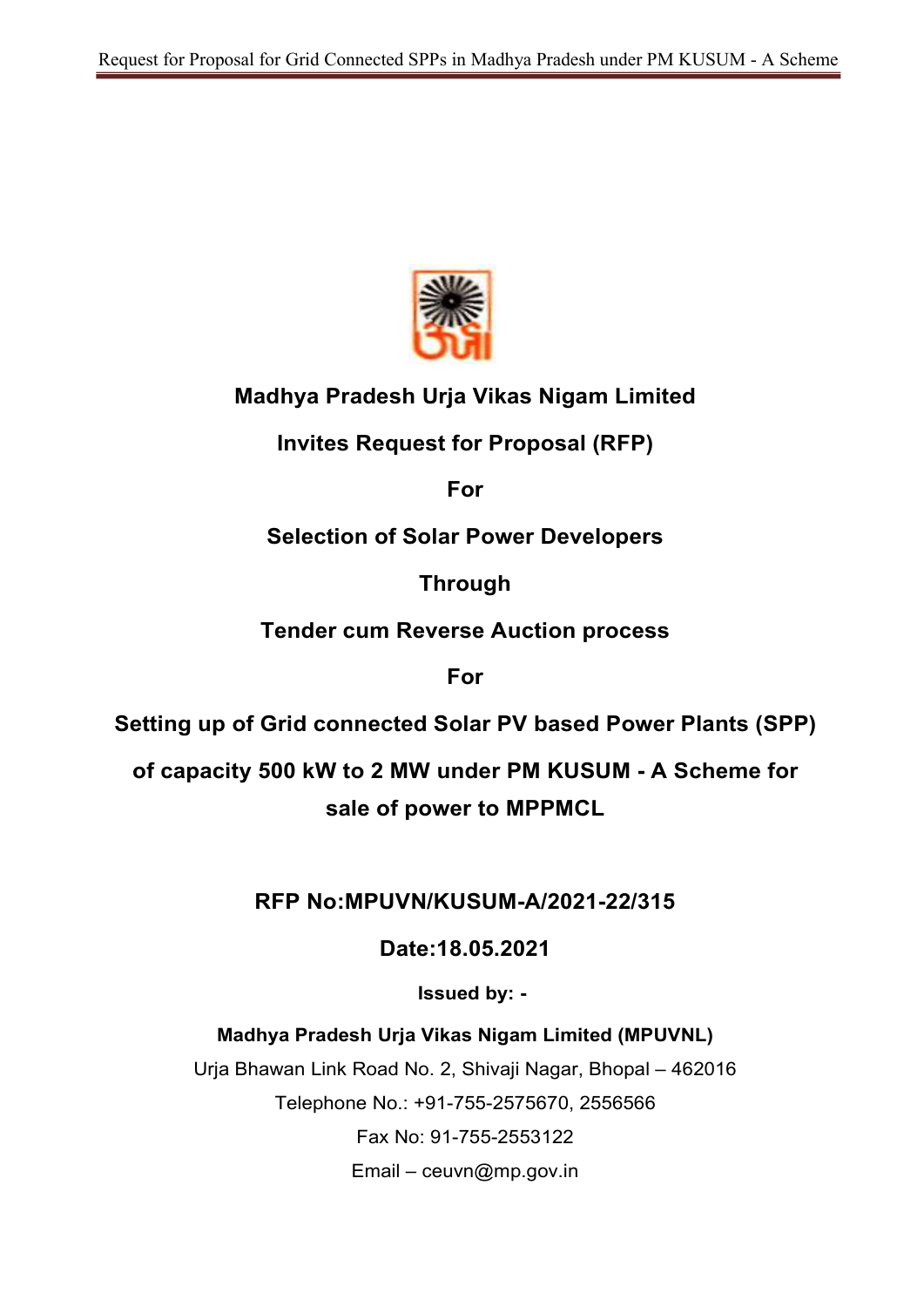**Madhya Pradesh Urja Vikas Nigam Limited**

**Invites Request for Proposal (RFP)**

**For**

**Selection of Solar Power Developers**

**Through**

**Tender cum Reverse Auction process**

**For**

**Setting up of Grid connected Solar PV based Power Plants (SPP) of capacity 500 kW to 2 MW under PM KUSUM - A Scheme for sale of power to MPPMCL**

**RFP No:MPUVN/KUSUM-A/2021-22/315**

**Date:18.05.2021**

**Issued by: -**

**Madhya Pradesh Urja Vikas Nigam Limited (MPUVNL)**

Urja Bhawan Link Road No. 2, Shivaji Nagar, Bhopal – 462016

Telephone No.: +91-755-2575670, 2556566

Fax No: 91-755-2553122

Email – ceuvn@mp.gov.in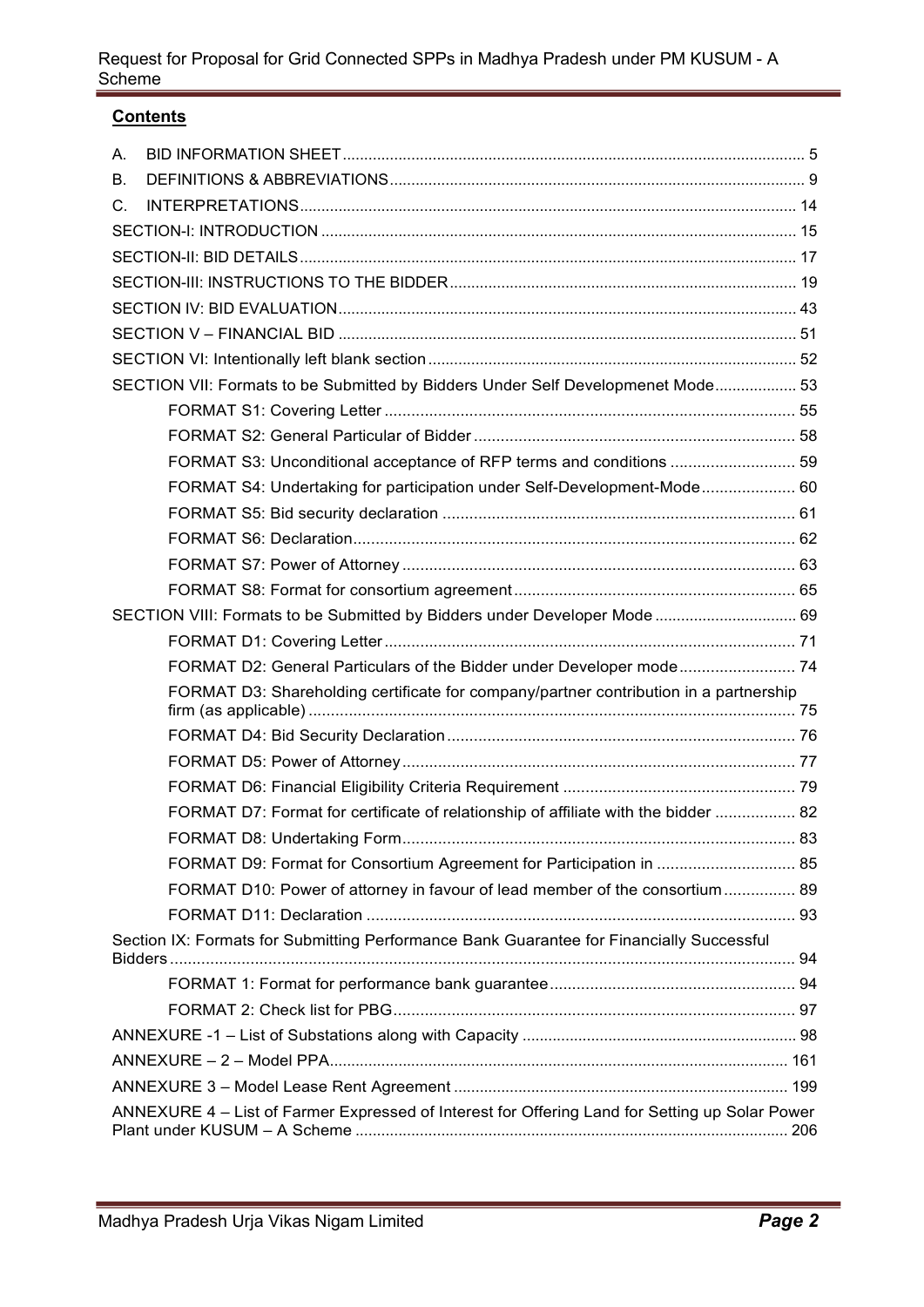## Contents

A. BID INFORMATION SHEET ..... 5
B. DEFINITIONS & ABBREVIATIONS ..... 9
C. INTERPRETATIONS ..... 14
SECTION-I: INTRODUCTION ..... 15
SECTION-II: BID DETAILS ..... 17
SECTION-III: INSTRUCTIONS TO THE BIDDER ..... 19
SECTION IV: BID EVALUATION ..... 43
SECTION V – FINANCIAL BID ..... 51
SECTION VI: Intentionally left blank section ..... 52
SECTION VII: Formats to be Submitted by Bidders Under Self Developmenet Mode ..... 53
- FORMAT S1: Covering Letter ..... 55
- FORMAT S2: General Particular of Bidder ..... 58
- FORMAT S3: Unconditional acceptance of RFP terms and conditions ..... 59
- FORMAT S4: Undertaking for participation under Self-Development-Mode ..... 60
- FORMAT S5: Bid security declaration ..... 61
- FORMAT S6: Declaration ..... 62
- FORMAT S7: Power of Attorney ..... 63
- FORMAT S8: Format for consortium agreement ..... 65

SECTION VIII: Formats to be Submitted by Bidders under Developer Mode ..... 69
- FORMAT D1: Covering Letter ..... 71
- FORMAT D2: General Particulars of the Bidder under Developer mode ..... 74
- FORMAT D3: Shareholding certificate for company/partner contribution in a partnership firm (as applicable) ..... 75
- FORMAT D4: Bid Security Declaration ..... 76
- FORMAT D5: Power of Attorney ..... 77
- FORMAT D6: Financial Eligibility Criteria Requirement ..... 79
- FORMAT D7: Format for certificate of relationship of affiliate with the bidder ..... 82
- FORMAT D8: Undertaking Form ..... 83
- FORMAT D9: Format for Consortium Agreement for Participation in ..... 85
- FORMAT D10: Power of attorney in favour of lead member of the consortium ..... 89
- FORMAT D11: Declaration ..... 93

Section IX: Formats for Submitting Performance Bank Guarantee for Financially Successful Bidders ..... 94
- FORMAT 1: Format for performance bank guarantee ..... 94
- FORMAT 2: Check list for PBG ..... 97

ANNEXURE -1 – List of Substations along with Capacity ..... 98
ANNEXURE – 2 – Model PPA ..... 161
ANNEXURE 3 – Model Lease Rent Agreement ..... 199
ANNEXURE 4 – List of Farmer Expressed of Interest for Offering Land for Setting up Solar Power Plant under KUSUM – A Scheme ..... 206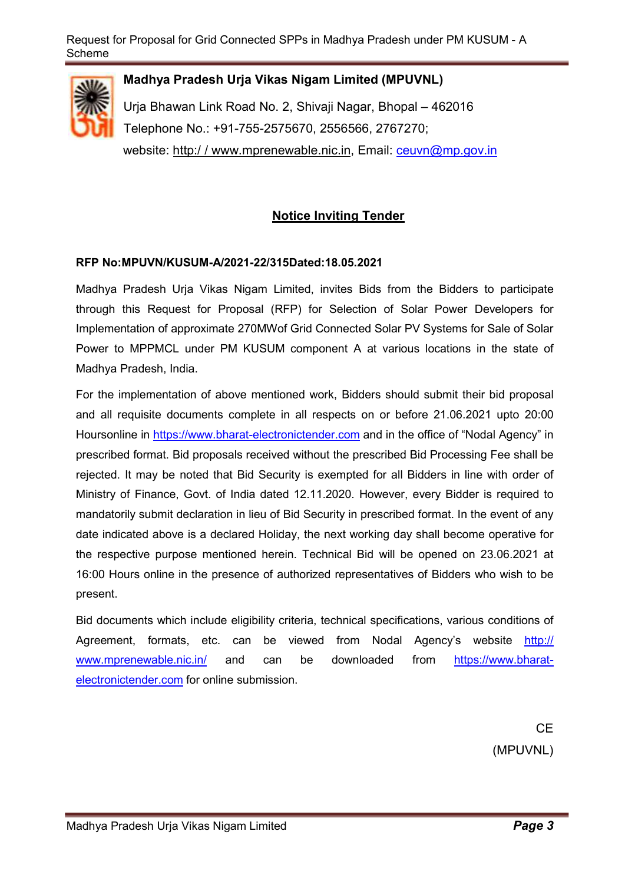**Madhya Pradesh Urja Vikas Nigam Limited (MPUVNL)**

Urja Bhawan Link Road No. 2, Shivaji Nagar, Bhopal – 462016

Telephone No.: +91-755-2575670, 2556566, 2767270;

website: http:/ / www.mprenewable.nic.in, Email: ceuvn@mp.gov.in

## Notice Inviting Tender

**RFP No:MPUVN/KUSUM-A/2021-22/315Dated:18.05.2021**

Madhya Pradesh Urja Vikas Nigam Limited, invites Bids from the Bidders to participate through this Request for Proposal (RFP) for Selection of Solar Power Developers for Implementation of approximate 270MWof Grid Connected Solar PV Systems for Sale of Solar Power to MPPMCL under PM KUSUM component A at various locations in the state of Madhya Pradesh, India.

For the implementation of above mentioned work, Bidders should submit their bid proposal and all requisite documents complete in all respects on or before 21.06.2021 upto 20:00 Hoursonline in https://www.bharat-electronictender.com and in the office of "Nodal Agency" in prescribed format. Bid proposals received without the prescribed Bid Processing Fee shall be rejected. It may be noted that Bid Security is exempted for all Bidders in line with order of Ministry of Finance, Govt. of India dated 12.11.2020. However, every Bidder is required to mandatorily submit declaration in lieu of Bid Security in prescribed format. In the event of any date indicated above is a declared Holiday, the next working day shall become operative for the respective purpose mentioned herein. Technical Bid will be opened on 23.06.2021 at 16:00 Hours online in the presence of authorized representatives of Bidders who wish to be present.

Bid documents which include eligibility criteria, technical specifications, various conditions of Agreement, formats, etc. can be viewed from Nodal Agency's website http:// www.mprenewable.nic.in/ and can be downloaded from https://www.bharat-electronictender.com for online submission.

CE

(MPUVNL)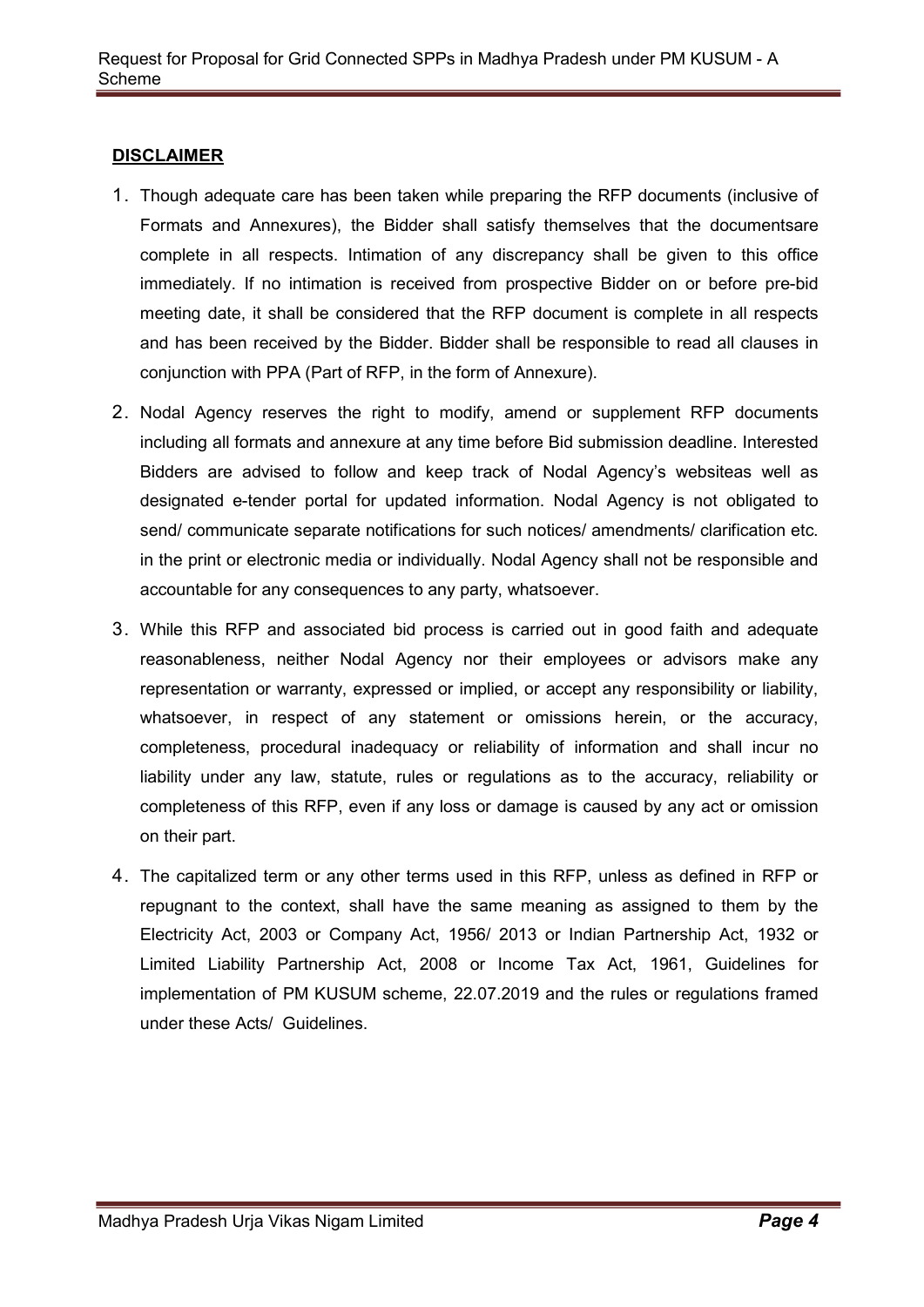## DISCLAIMER

1. Though adequate care has been taken while preparing the RFP documents (inclusive of Formats and Annexures), the Bidder shall satisfy themselves that the documentsare complete in all respects. Intimation of any discrepancy shall be given to this office immediately. If no intimation is received from prospective Bidder on or before pre-bid meeting date, it shall be considered that the RFP document is complete in all respects and has been received by the Bidder. Bidder shall be responsible to read all clauses in conjunction with PPA (Part of RFP, in the form of Annexure).
2. Nodal Agency reserves the right to modify, amend or supplement RFP documents including all formats and annexure at any time before Bid submission deadline. Interested Bidders are advised to follow and keep track of Nodal Agency's websiteas well as designated e-tender portal for updated information. Nodal Agency is not obligated to send/ communicate separate notifications for such notices/ amendments/ clarification etc. in the print or electronic media or individually. Nodal Agency shall not be responsible and accountable for any consequences to any party, whatsoever.
3. While this RFP and associated bid process is carried out in good faith and adequate reasonableness, neither Nodal Agency nor their employees or advisors make any representation or warranty, expressed or implied, or accept any responsibility or liability, whatsoever, in respect of any statement or omissions herein, or the accuracy, completeness, procedural inadequacy or reliability of information and shall incur no liability under any law, statute, rules or regulations as to the accuracy, reliability or completeness of this RFP, even if any loss or damage is caused by any act or omission on their part.
4. The capitalized term or any other terms used in this RFP, unless as defined in RFP or repugnant to the context, shall have the same meaning as assigned to them by the Electricity Act, 2003 or Company Act, 1956/ 2013 or Indian Partnership Act, 1932 or Limited Liability Partnership Act, 2008 or Income Tax Act, 1961, Guidelines for implementation of PM KUSUM scheme, 22.07.2019 and the rules or regulations framed under these Acts/ Guidelines.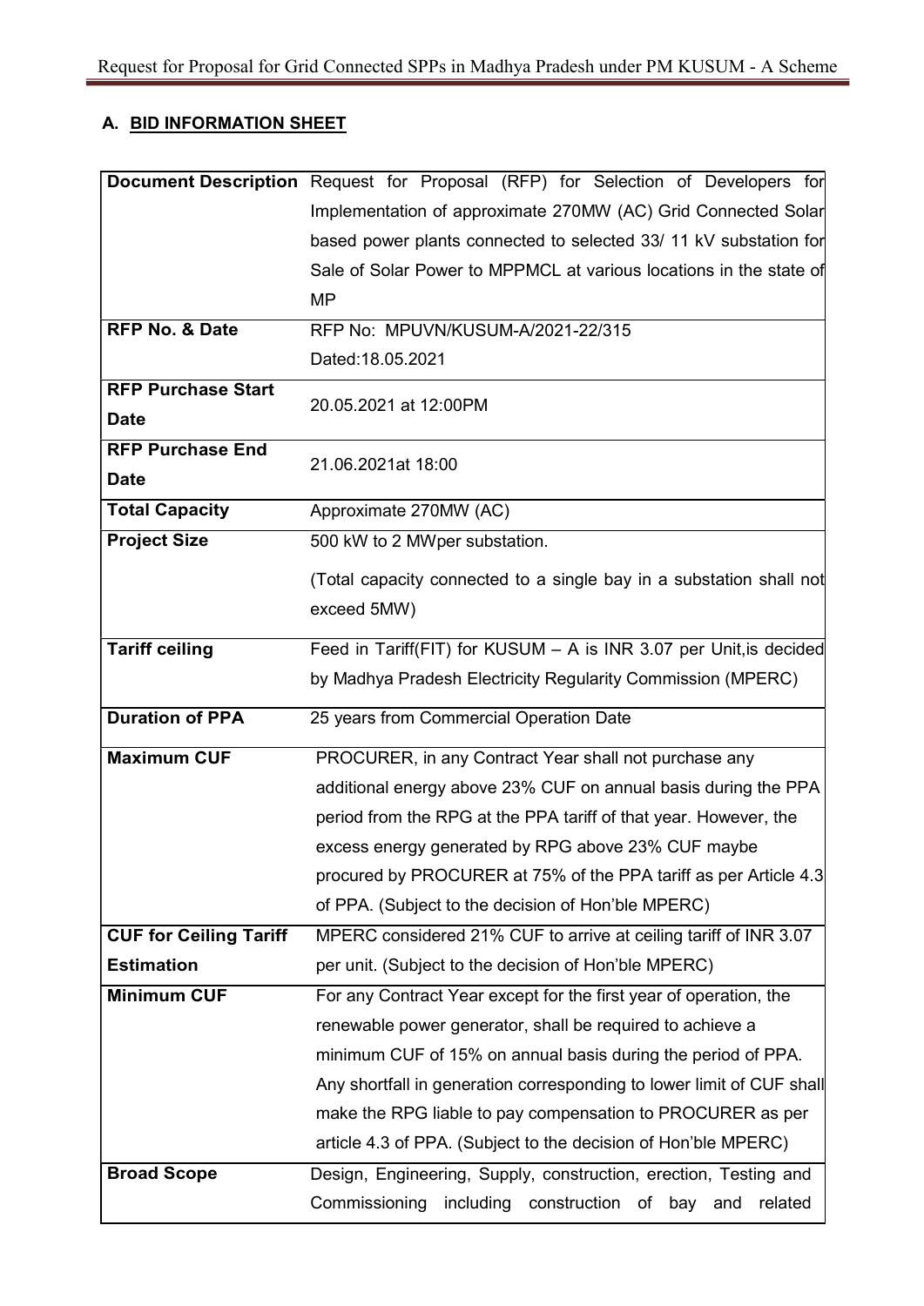## A. BID INFORMATION SHEET

| | |
|---|---|
| **Document Description** | Request for Proposal (RFP) for Selection of Developers for Implementation of approximate 270MW (AC) Grid Connected Solar based power plants connected to selected 33/ 11 kV substation for Sale of Solar Power to MPPMCL at various locations in the state of MP |
| **RFP No. & Date** | RFP No: MPUVN/KUSUM-A/2021-22/315<br>Dated:18.05.2021 |
| **RFP Purchase Start Date** | 20.05.2021 at 12:00PM |
| **RFP Purchase End Date** | 21.06.2021at 18:00 |
| **Total Capacity** | Approximate 270MW (AC) |
| **Project Size** | 500 kW to 2 MWper substation.<br>(Total capacity connected to a single bay in a substation shall not exceed 5MW) |
| **Tariff ceiling** | Feed in Tariff(FIT) for KUSUM – A is INR 3.07 per Unit,is decided by Madhya Pradesh Electricity Regularity Commission (MPERC) |
| **Duration of PPA** | 25 years from Commercial Operation Date |
| **Maximum CUF** | PROCURER, in any Contract Year shall not purchase any additional energy above 23% CUF on annual basis during the PPA period from the RPG at the PPA tariff of that year. However, the excess energy generated by RPG above 23% CUF maybe procured by PROCURER at 75% of the PPA tariff as per Article 4.3 of PPA. (Subject to the decision of Hon'ble MPERC) |
| **CUF for Ceiling Tariff Estimation** | MPERC considered 21% CUF to arrive at ceiling tariff of INR 3.07 per unit. (Subject to the decision of Hon'ble MPERC) |
| **Minimum CUF** | For any Contract Year except for the first year of operation, the renewable power generator, shall be required to achieve a minimum CUF of 15% on annual basis during the period of PPA. Any shortfall in generation corresponding to lower limit of CUF shall make the RPG liable to pay compensation to PROCURER as per article 4.3 of PPA. (Subject to the decision of Hon'ble MPERC) |
| **Broad Scope** | Design, Engineering, Supply, construction, erection, Testing and Commissioning including construction of bay and related |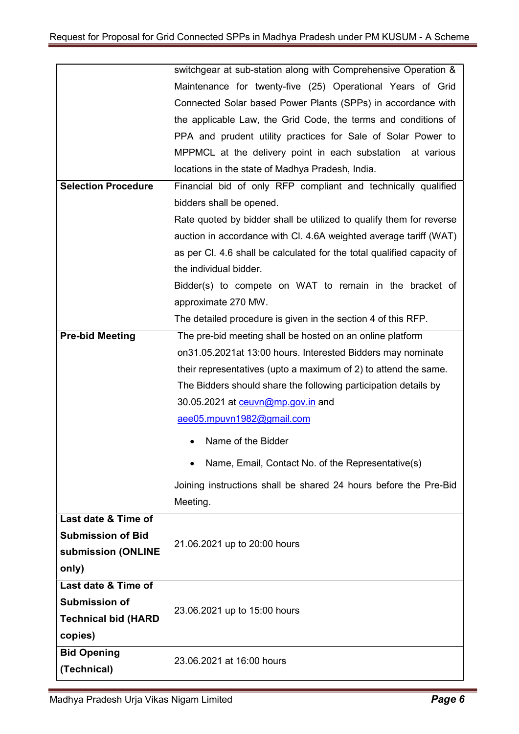| | |
|---|---|
| | switchgear at sub-station along with Comprehensive Operation & Maintenance for twenty-five (25) Operational Years of Grid Connected Solar based Power Plants (SPPs) in accordance with the applicable Law, the Grid Code, the terms and conditions of PPA and prudent utility practices for Sale of Solar Power to MPPMCL at the delivery point in each substation at various locations in the state of Madhya Pradesh, India. |
| **Selection Procedure** | Financial bid of only RFP compliant and technically qualified bidders shall be opened.<br>Rate quoted by bidder shall be utilized to qualify them for reverse auction in accordance with Cl. 4.6A weighted average tariff (WAT) as per Cl. 4.6 shall be calculated for the total qualified capacity of the individual bidder.<br>Bidder(s) to compete on WAT to remain in the bracket of approximate 270 MW.<br>The detailed procedure is given in the section 4 of this RFP. |
| **Pre-bid Meeting** | The pre-bid meeting shall be hosted on an online platform on31.05.2021at 13:00 hours. Interested Bidders may nominate their representatives (upto a maximum of 2) to attend the same. The Bidders should share the following participation details by 30.05.2021 at ceuvn@mp.gov.in and aee05.mpuvn1982@gmail.com<br>• Name of the Bidder<br>• Name, Email, Contact No. of the Representative(s)<br>Joining instructions shall be shared 24 hours before the Pre-Bid Meeting. |
| **Last date & Time of Submission of Bid submission (ONLINE only)** | 21.06.2021 up to 20:00 hours |
| **Last date & Time of Submission of Technical bid (HARD copies)** | 23.06.2021 up to 15:00 hours |
| **Bid Opening (Technical)** | 23.06.2021 at 16:00 hours |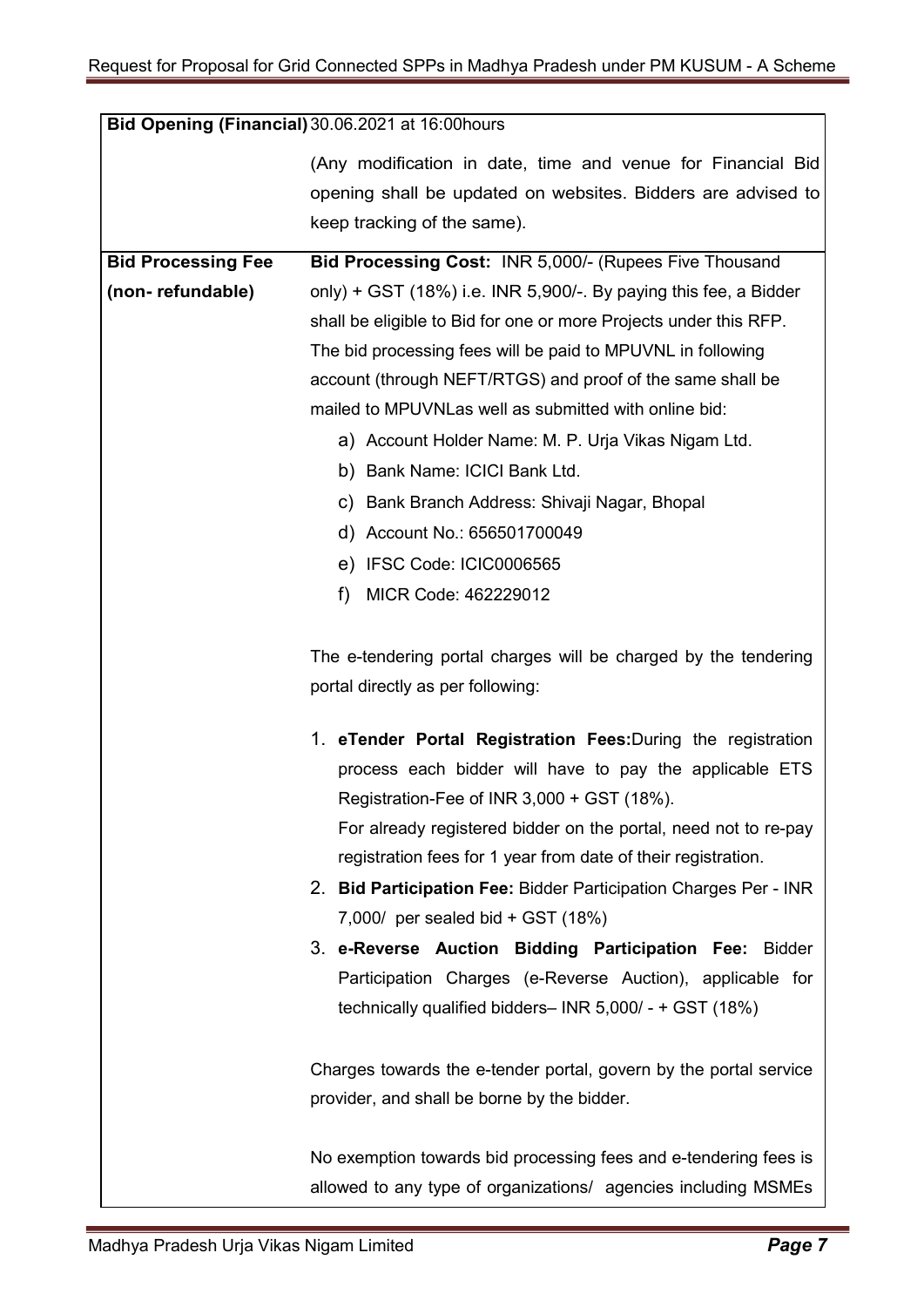| | |
|---|---|
| **Bid Opening (Financial)** | 30.06.2021 at 16:00hours<br><br>(Any modification in date, time and venue for Financial Bid opening shall be updated on websites. Bidders are advised to keep tracking of the same). |
| **Bid Processing Fee (non- refundable)** | **Bid Processing Cost:** INR 5,000/- (Rupees Five Thousand only) + GST (18%) i.e. INR 5,900/-. By paying this fee, a Bidder shall be eligible to Bid for one or more Projects under this RFP. The bid processing fees will be paid to MPUVNL in following account (through NEFT/RTGS) and proof of the same shall be mailed to MPUVNLas well as submitted with online bid:<br>a) Account Holder Name: M. P. Urja Vikas Nigam Ltd.<br>b) Bank Name: ICICI Bank Ltd.<br>c) Bank Branch Address: Shivaji Nagar, Bhopal<br>d) Account No.: 656501700049<br>e) IFSC Code: ICIC0006565<br>f) MICR Code: 462229012<br><br>The e-tendering portal charges will be charged by the tendering portal directly as per following:<br><br>1. **eTender Portal Registration Fees:**During the registration process each bidder will have to pay the applicable ETS Registration-Fee of INR 3,000 + GST (18%).<br>For already registered bidder on the portal, need not to re-pay registration fees for 1 year from date of their registration.<br>2. **Bid Participation Fee:** Bidder Participation Charges Per - INR 7,000/ per sealed bid + GST (18%)<br>3. **e-Reverse Auction Bidding Participation Fee:** Bidder Participation Charges (e-Reverse Auction), applicable for technically qualified bidders– INR 5,000/ - + GST (18%)<br><br>Charges towards the e-tender portal, govern by the portal service provider, and shall be borne by the bidder.<br><br>No exemption towards bid processing fees and e-tendering fees is allowed to any type of organizations/ agencies including MSMEs |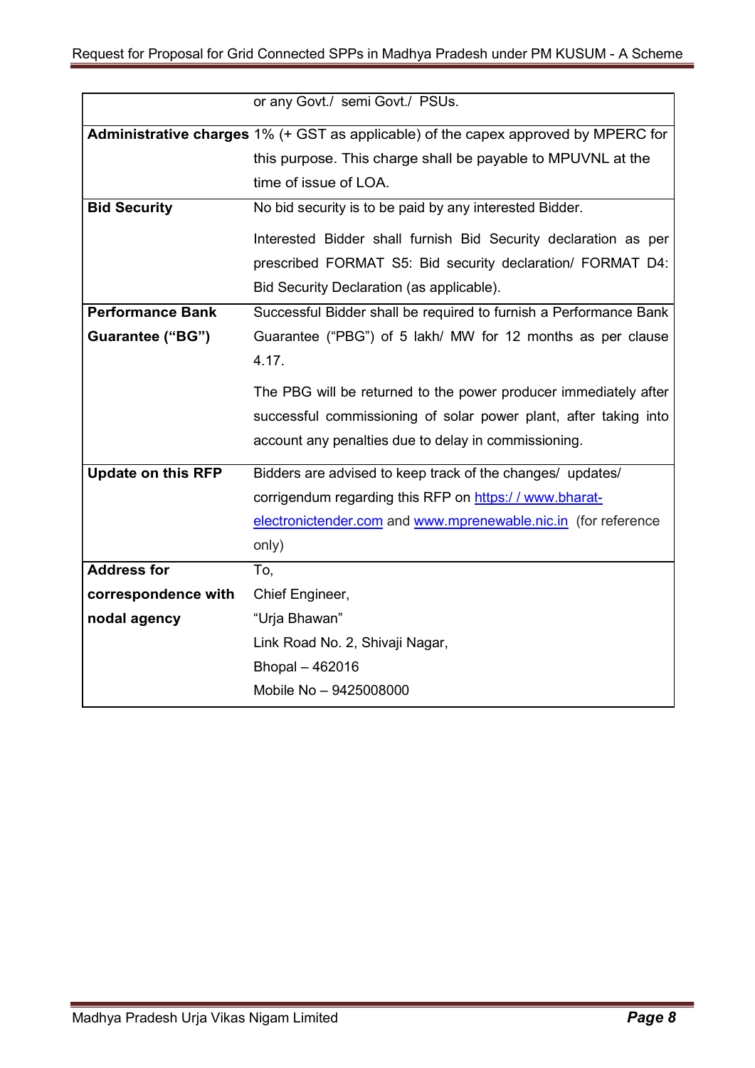| | |
|---|---|
| | or any Govt./ semi Govt./ PSUs. |
| **Administrative charges** | 1% (+ GST as applicable) of the capex approved by MPERC for this purpose. This charge shall be payable to MPUVNL at the time of issue of LOA. |
| **Bid Security** | No bid security is to be paid by any interested Bidder.<br><br>Interested Bidder shall furnish Bid Security declaration as per prescribed FORMAT S5: Bid security declaration/ FORMAT D4: Bid Security Declaration (as applicable). |
| **Performance Bank Guarantee ("BG")** | Successful Bidder shall be required to furnish a Performance Bank Guarantee ("PBG") of 5 lakh/ MW for 12 months as per clause 4.17.<br><br>The PBG will be returned to the power producer immediately after successful commissioning of solar power plant, after taking into account any penalties due to delay in commissioning. |
| **Update on this RFP** | Bidders are advised to keep track of the changes/ updates/ corrigendum regarding this RFP on https:/ / www.bharat-electronictender.com and www.mprenewable.nic.in (for reference only) |
| **Address for correspondence with nodal agency** | To,<br>Chief Engineer,<br>"Urja Bhawan"<br>Link Road No. 2, Shivaji Nagar,<br>Bhopal – 462016<br>Mobile No – 9425008000 |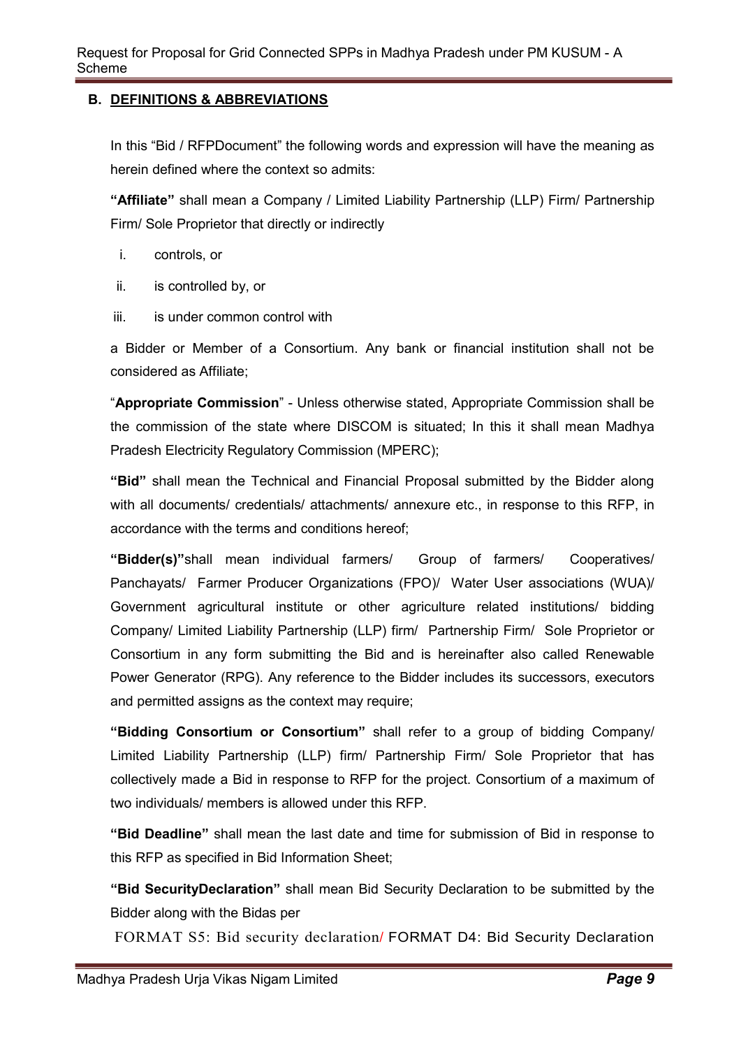## B. DEFINITIONS & ABBREVIATIONS

In this "Bid / RFPDocument" the following words and expression will have the meaning as herein defined where the context so admits:

**"Affiliate"** shall mean a Company / Limited Liability Partnership (LLP) Firm/ Partnership Firm/ Sole Proprietor that directly or indirectly

i. controls, or

ii. is controlled by, or

iii. is under common control with

a Bidder or Member of a Consortium. Any bank or financial institution shall not be considered as Affiliate;

"**Appropriate Commission**" - Unless otherwise stated, Appropriate Commission shall be the commission of the state where DISCOM is situated; In this it shall mean Madhya Pradesh Electricity Regulatory Commission (MPERC);

**"Bid"** shall mean the Technical and Financial Proposal submitted by the Bidder along with all documents/ credentials/ attachments/ annexure etc., in response to this RFP, in accordance with the terms and conditions hereof;

**"Bidder(s)"**shall mean individual farmers/ Group of farmers/ Cooperatives/ Panchayats/ Farmer Producer Organizations (FPO)/ Water User associations (WUA)/ Government agricultural institute or other agriculture related institutions/ bidding Company/ Limited Liability Partnership (LLP) firm/ Partnership Firm/ Sole Proprietor or Consortium in any form submitting the Bid and is hereinafter also called Renewable Power Generator (RPG). Any reference to the Bidder includes its successors, executors and permitted assigns as the context may require;

**"Bidding Consortium or Consortium"** shall refer to a group of bidding Company/ Limited Liability Partnership (LLP) firm/ Partnership Firm/ Sole Proprietor that has collectively made a Bid in response to RFP for the project. Consortium of a maximum of two individuals/ members is allowed under this RFP.

**"Bid Deadline"** shall mean the last date and time for submission of Bid in response to this RFP as specified in Bid Information Sheet;

**"Bid SecurityDeclaration"** shall mean Bid Security Declaration to be submitted by the Bidder along with the Bidas per

FORMAT S5: Bid security declaration/ FORMAT D4: Bid Security Declaration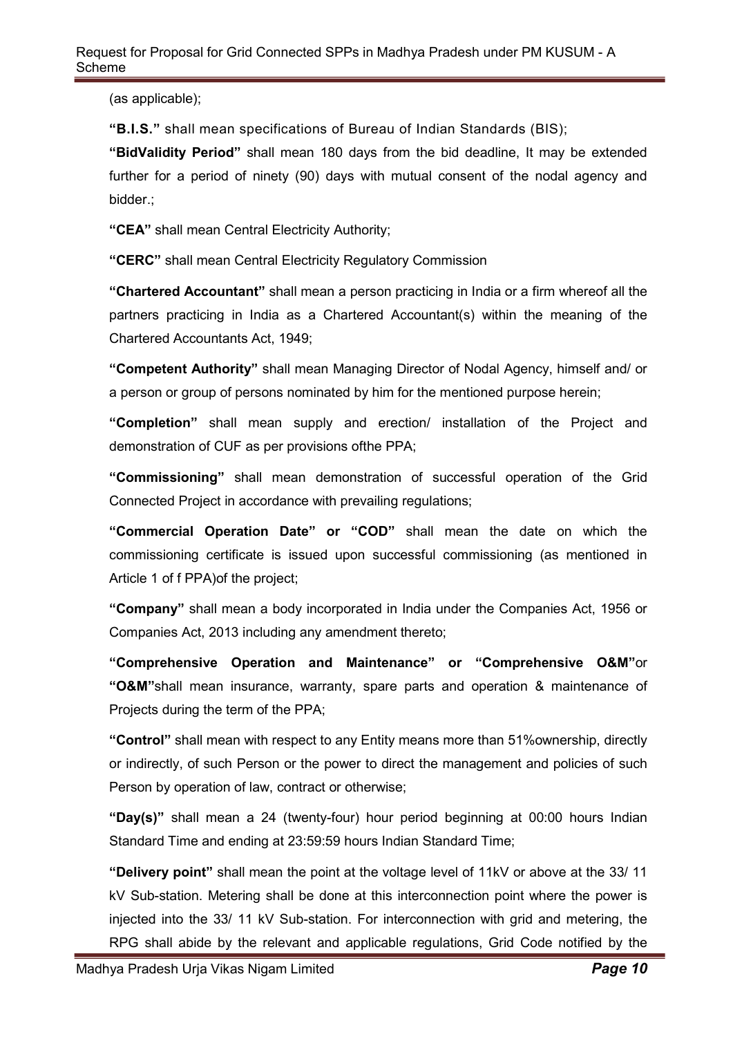(as applicable);

**"B.I.S."** shall mean specifications of Bureau of Indian Standards (BIS);

**"BidValidity Period"** shall mean 180 days from the bid deadline, It may be extended further for a period of ninety (90) days with mutual consent of the nodal agency and bidder.;

**"CEA"** shall mean Central Electricity Authority;

**"CERC"** shall mean Central Electricity Regulatory Commission

**"Chartered Accountant"** shall mean a person practicing in India or a firm whereof all the partners practicing in India as a Chartered Accountant(s) within the meaning of the Chartered Accountants Act, 1949;

**"Competent Authority"** shall mean Managing Director of Nodal Agency, himself and/ or a person or group of persons nominated by him for the mentioned purpose herein;

**"Completion"** shall mean supply and erection/ installation of the Project and demonstration of CUF as per provisions ofthe PPA;

**"Commissioning"** shall mean demonstration of successful operation of the Grid Connected Project in accordance with prevailing regulations;

**"Commercial Operation Date" or "COD"** shall mean the date on which the commissioning certificate is issued upon successful commissioning (as mentioned in Article 1 of f PPA)of the project;

**"Company"** shall mean a body incorporated in India under the Companies Act, 1956 or Companies Act, 2013 including any amendment thereto;

**"Comprehensive Operation and Maintenance" or "Comprehensive O&M"**or **"O&M"**shall mean insurance, warranty, spare parts and operation & maintenance of Projects during the term of the PPA;

**"Control"** shall mean with respect to any Entity means more than 51%ownership, directly or indirectly, of such Person or the power to direct the management and policies of such Person by operation of law, contract or otherwise;

**"Day(s)"** shall mean a 24 (twenty-four) hour period beginning at 00:00 hours Indian Standard Time and ending at 23:59:59 hours Indian Standard Time;

**"Delivery point"** shall mean the point at the voltage level of 11kV or above at the 33/ 11 kV Sub-station. Metering shall be done at this interconnection point where the power is injected into the 33/ 11 kV Sub-station. For interconnection with grid and metering, the RPG shall abide by the relevant and applicable regulations, Grid Code notified by the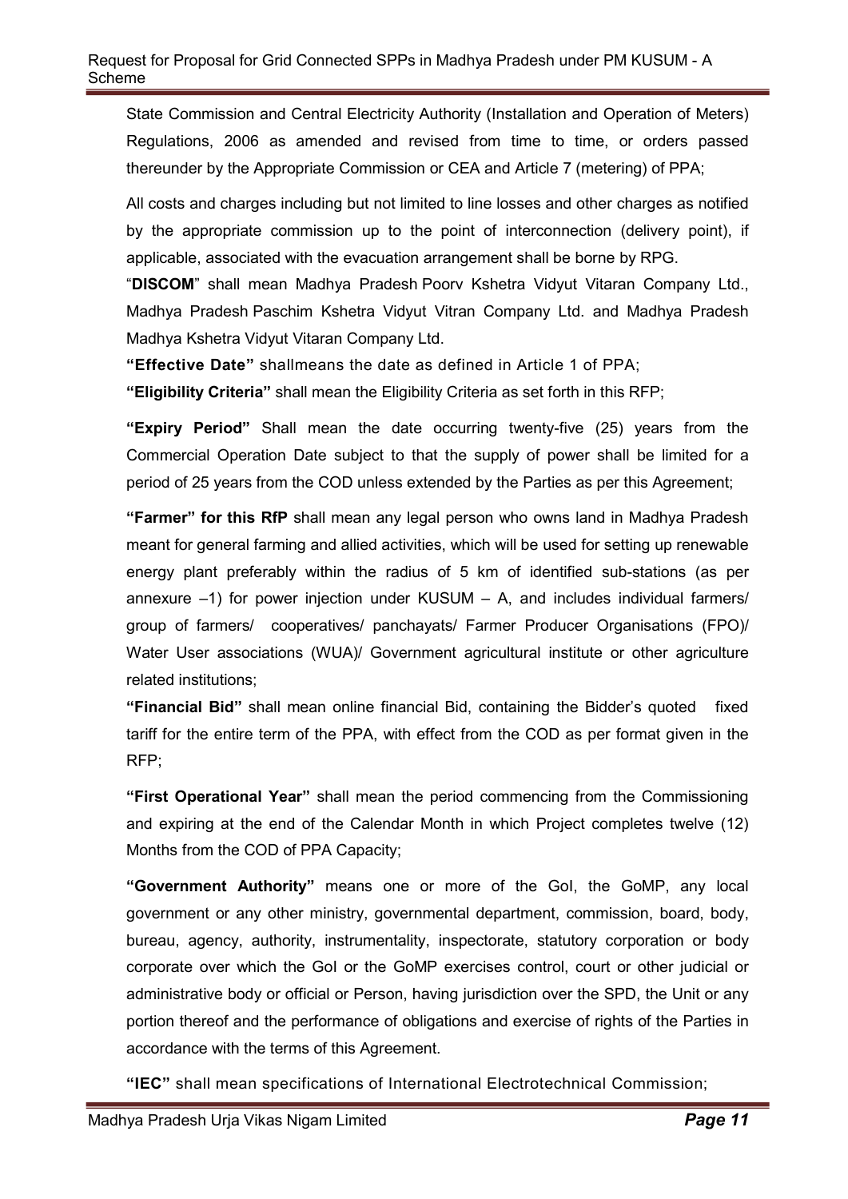State Commission and Central Electricity Authority (Installation and Operation of Meters) Regulations, 2006 as amended and revised from time to time, or orders passed thereunder by the Appropriate Commission or CEA and Article 7 (metering) of PPA;

All costs and charges including but not limited to line losses and other charges as notified by the appropriate commission up to the point of interconnection (delivery point), if applicable, associated with the evacuation arrangement shall be borne by RPG.

"**DISCOM**" shall mean Madhya Pradesh Poorv Kshetra Vidyut Vitaran Company Ltd., Madhya Pradesh Paschim Kshetra Vidyut Vitran Company Ltd. and Madhya Pradesh Madhya Kshetra Vidyut Vitaran Company Ltd.

**"Effective Date"** shallmeans the date as defined in Article 1 of PPA;

**"Eligibility Criteria"** shall mean the Eligibility Criteria as set forth in this RFP;

**"Expiry Period"** Shall mean the date occurring twenty-five (25) years from the Commercial Operation Date subject to that the supply of power shall be limited for a period of 25 years from the COD unless extended by the Parties as per this Agreement;

**"Farmer" for this RfP** shall mean any legal person who owns land in Madhya Pradesh meant for general farming and allied activities, which will be used for setting up renewable energy plant preferably within the radius of 5 km of identified sub-stations (as per annexure –1) for power injection under KUSUM – A, and includes individual farmers/ group of farmers/ cooperatives/ panchayats/ Farmer Producer Organisations (FPO)/ Water User associations (WUA)/ Government agricultural institute or other agriculture related institutions;

**"Financial Bid"** shall mean online financial Bid, containing the Bidder's quoted fixed tariff for the entire term of the PPA, with effect from the COD as per format given in the RFP;

**"First Operational Year"** shall mean the period commencing from the Commissioning and expiring at the end of the Calendar Month in which Project completes twelve (12) Months from the COD of PPA Capacity;

**"Government Authority"** means one or more of the GoI, the GoMP, any local government or any other ministry, governmental department, commission, board, body, bureau, agency, authority, instrumentality, inspectorate, statutory corporation or body corporate over which the GoI or the GoMP exercises control, court or other judicial or administrative body or official or Person, having jurisdiction over the SPD, the Unit or any portion thereof and the performance of obligations and exercise of rights of the Parties in accordance with the terms of this Agreement.

**"IEC"** shall mean specifications of International Electrotechnical Commission;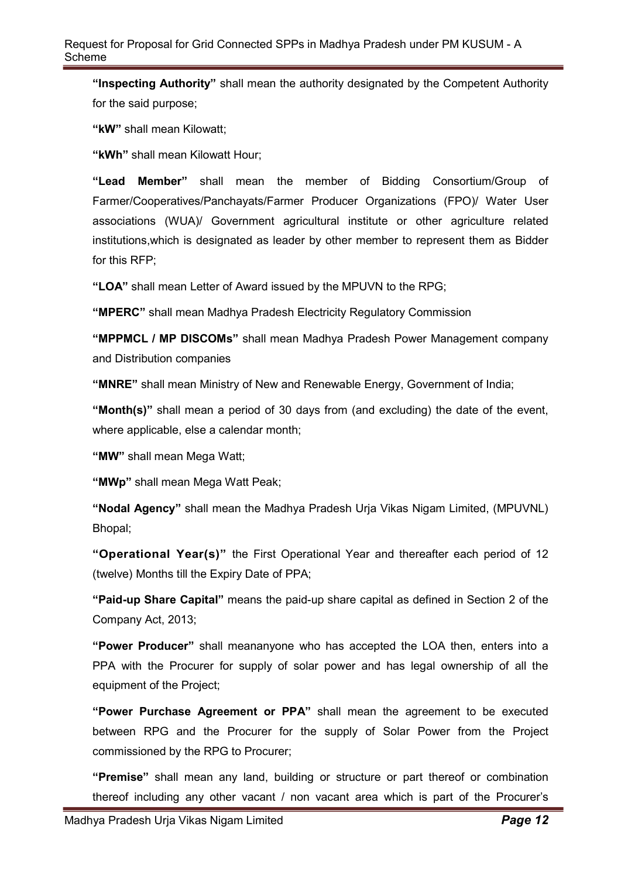**"Inspecting Authority"** shall mean the authority designated by the Competent Authority for the said purpose;

**"kW"** shall mean Kilowatt;

**"kWh"** shall mean Kilowatt Hour;

**"Lead Member"** shall mean the member of Bidding Consortium/Group of Farmer/Cooperatives/Panchayats/Farmer Producer Organizations (FPO)/ Water User associations (WUA)/ Government agricultural institute or other agriculture related institutions,which is designated as leader by other member to represent them as Bidder for this RFP;

**"LOA"** shall mean Letter of Award issued by the MPUVN to the RPG;

**"MPERC"** shall mean Madhya Pradesh Electricity Regulatory Commission

**"MPPMCL / MP DISCOMs"** shall mean Madhya Pradesh Power Management company and Distribution companies

**"MNRE"** shall mean Ministry of New and Renewable Energy, Government of India;

**"Month(s)"** shall mean a period of 30 days from (and excluding) the date of the event, where applicable, else a calendar month;

**"MW"** shall mean Mega Watt;

**"MWp"** shall mean Mega Watt Peak;

**"Nodal Agency"** shall mean the Madhya Pradesh Urja Vikas Nigam Limited, (MPUVNL) Bhopal;

**"Operational Year(s)"** the First Operational Year and thereafter each period of 12 (twelve) Months till the Expiry Date of PPA;

**"Paid-up Share Capital"** means the paid-up share capital as defined in Section 2 of the Company Act, 2013;

**"Power Producer"** shall meananyone who has accepted the LOA then, enters into a PPA with the Procurer for supply of solar power and has legal ownership of all the equipment of the Project;

**"Power Purchase Agreement or PPA"** shall mean the agreement to be executed between RPG and the Procurer for the supply of Solar Power from the Project commissioned by the RPG to Procurer;

**"Premise"** shall mean any land, building or structure or part thereof or combination thereof including any other vacant / non vacant area which is part of the Procurer's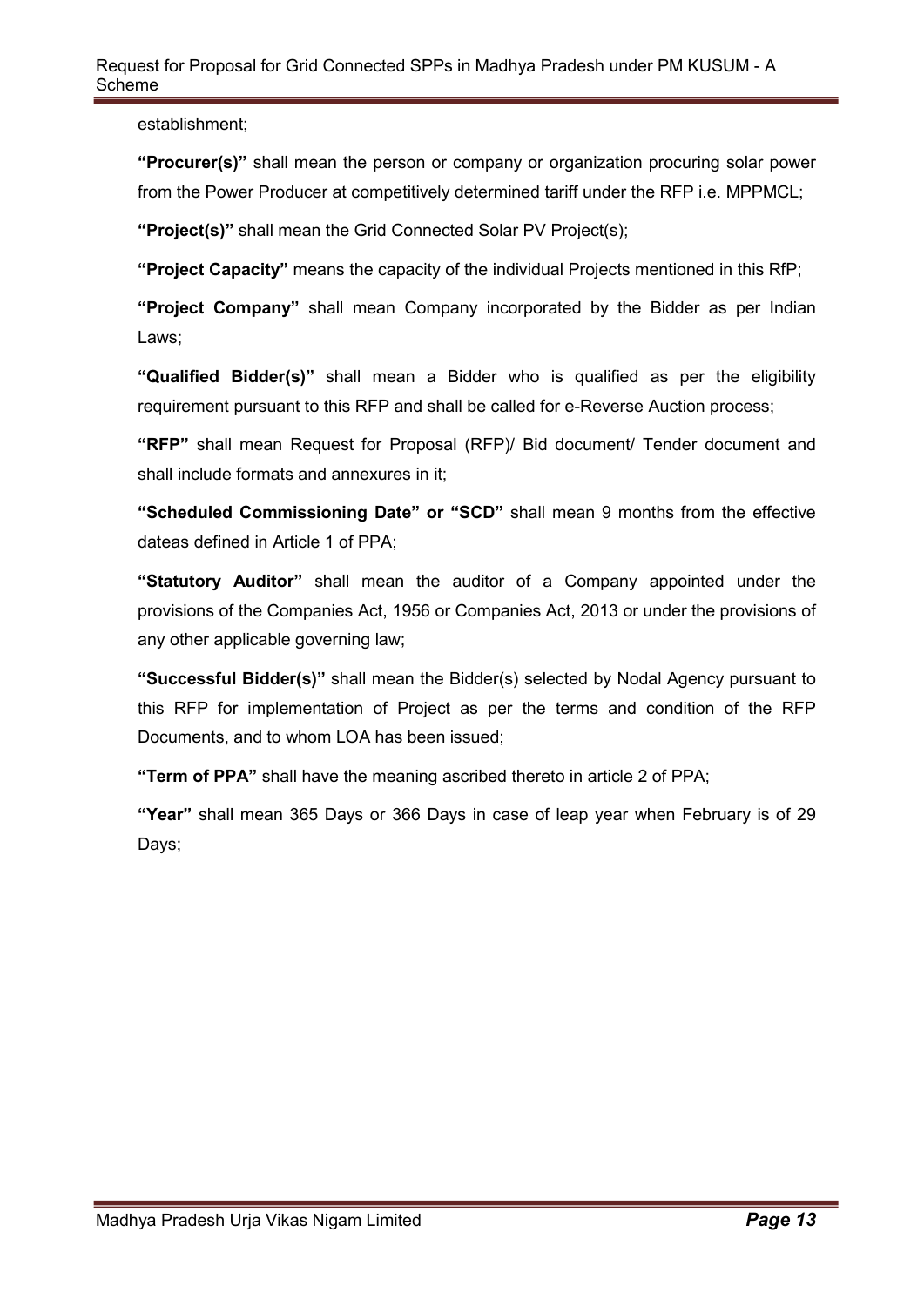establishment;

**"Procurer(s)"** shall mean the person or company or organization procuring solar power from the Power Producer at competitively determined tariff under the RFP i.e. MPPMCL;

**"Project(s)"** shall mean the Grid Connected Solar PV Project(s);

**"Project Capacity"** means the capacity of the individual Projects mentioned in this RfP;

**"Project Company"** shall mean Company incorporated by the Bidder as per Indian Laws;

**"Qualified Bidder(s)"** shall mean a Bidder who is qualified as per the eligibility requirement pursuant to this RFP and shall be called for e-Reverse Auction process;

**"RFP"** shall mean Request for Proposal (RFP)/ Bid document/ Tender document and shall include formats and annexures in it;

**"Scheduled Commissioning Date" or "SCD"** shall mean 9 months from the effective dateas defined in Article 1 of PPA;

**"Statutory Auditor"** shall mean the auditor of a Company appointed under the provisions of the Companies Act, 1956 or Companies Act, 2013 or under the provisions of any other applicable governing law;

**"Successful Bidder(s)"** shall mean the Bidder(s) selected by Nodal Agency pursuant to this RFP for implementation of Project as per the terms and condition of the RFP Documents, and to whom LOA has been issued;

**"Term of PPA"** shall have the meaning ascribed thereto in article 2 of PPA;

**"Year"** shall mean 365 Days or 366 Days in case of leap year when February is of 29 Days;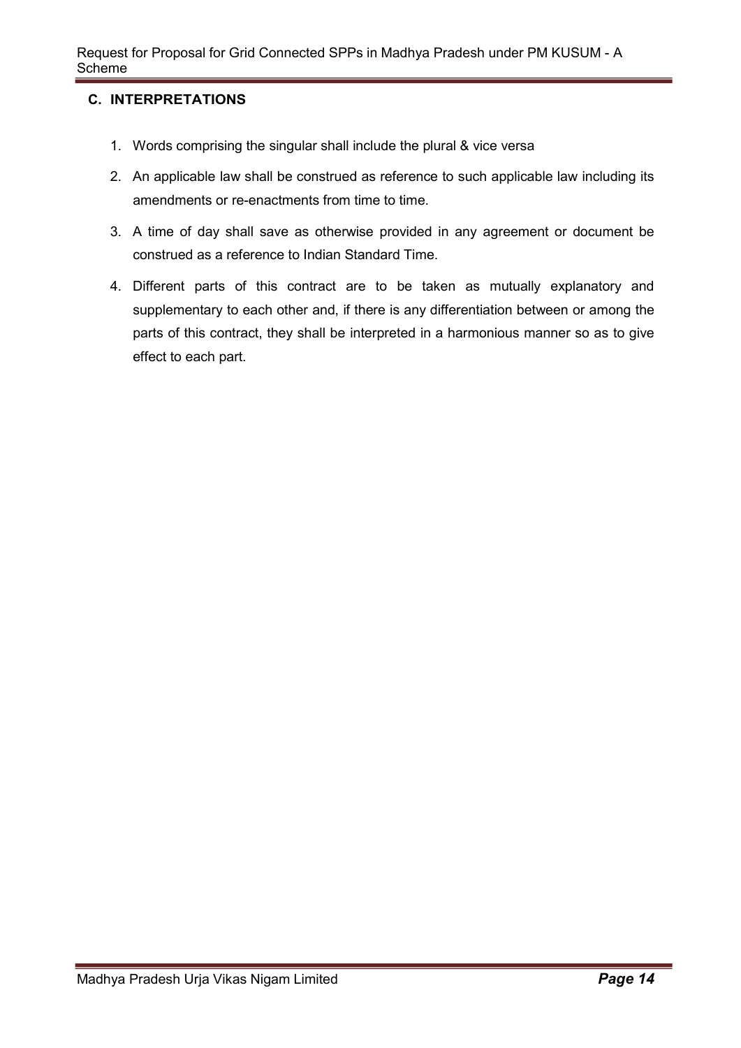## C. INTERPRETATIONS

1. Words comprising the singular shall include the plural & vice versa
2. An applicable law shall be construed as reference to such applicable law including its amendments or re-enactments from time to time.
3. A time of day shall save as otherwise provided in any agreement or document be construed as a reference to Indian Standard Time.
4. Different parts of this contract are to be taken as mutually explanatory and supplementary to each other and, if there is any differentiation between or among the parts of this contract, they shall be interpreted in a harmonious manner so as to give effect to each part.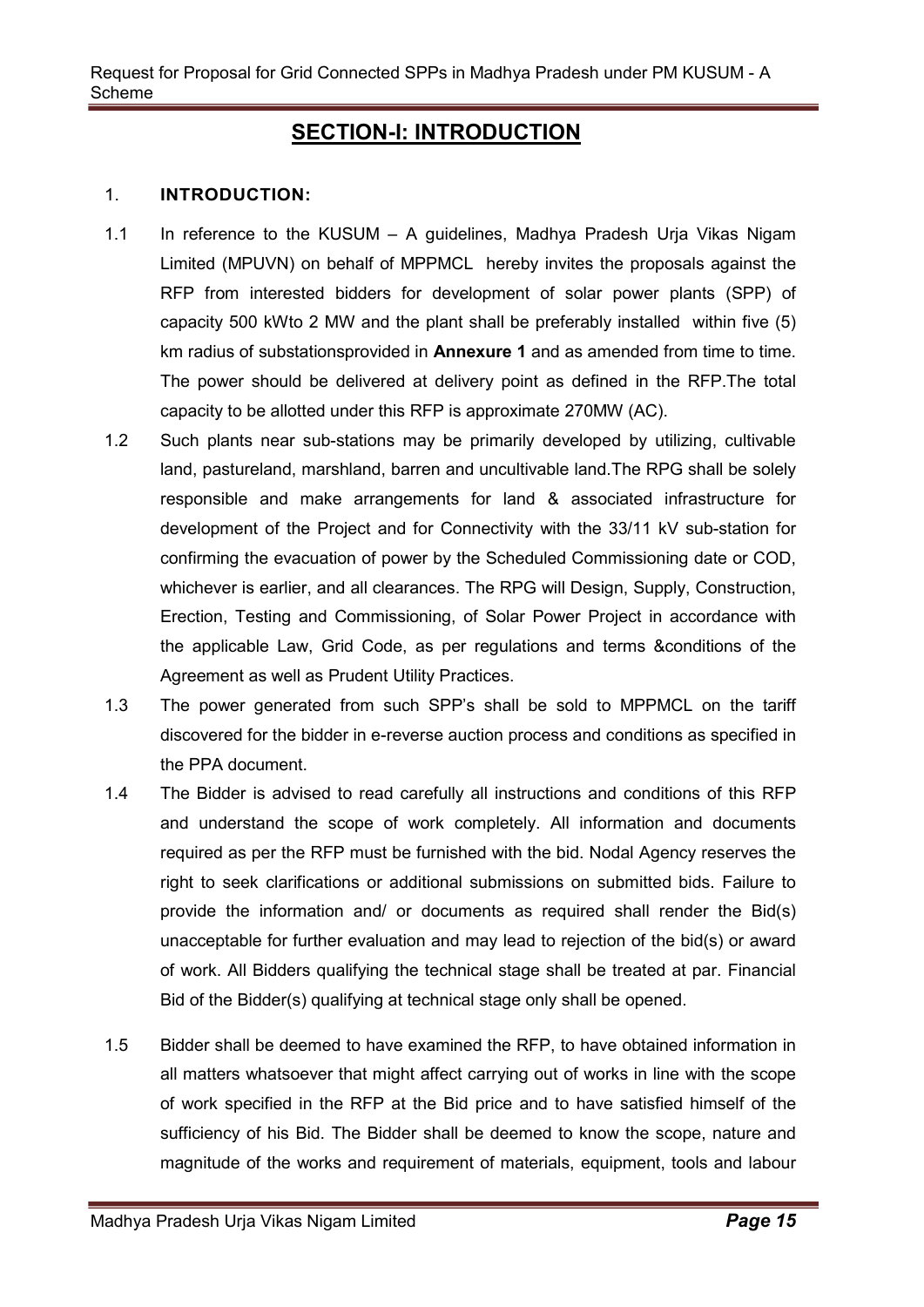# SECTION-I: INTRODUCTION

## 1. INTRODUCTION:

1.1 In reference to the KUSUM – A guidelines, Madhya Pradesh Urja Vikas Nigam Limited (MPUVN) on behalf of MPPMCL hereby invites the proposals against the RFP from interested bidders for development of solar power plants (SPP) of capacity 500 kWto 2 MW and the plant shall be preferably installed within five (5) km radius of substationsprovided in **Annexure 1** and as amended from time to time. The power should be delivered at delivery point as defined in the RFP.The total capacity to be allotted under this RFP is approximate 270MW (AC).

1.2 Such plants near sub-stations may be primarily developed by utilizing, cultivable land, pastureland, marshland, barren and uncultivable land.The RPG shall be solely responsible and make arrangements for land & associated infrastructure for development of the Project and for Connectivity with the 33/11 kV sub-station for confirming the evacuation of power by the Scheduled Commissioning date or COD, whichever is earlier, and all clearances. The RPG will Design, Supply, Construction, Erection, Testing and Commissioning, of Solar Power Project in accordance with the applicable Law, Grid Code, as per regulations and terms &conditions of the Agreement as well as Prudent Utility Practices.

1.3 The power generated from such SPP's shall be sold to MPPMCL on the tariff discovered for the bidder in e-reverse auction process and conditions as specified in the PPA document.

1.4 The Bidder is advised to read carefully all instructions and conditions of this RFP and understand the scope of work completely. All information and documents required as per the RFP must be furnished with the bid. Nodal Agency reserves the right to seek clarifications or additional submissions on submitted bids. Failure to provide the information and/ or documents as required shall render the Bid(s) unacceptable for further evaluation and may lead to rejection of the bid(s) or award of work. All Bidders qualifying the technical stage shall be treated at par. Financial Bid of the Bidder(s) qualifying at technical stage only shall be opened.

1.5 Bidder shall be deemed to have examined the RFP, to have obtained information in all matters whatsoever that might affect carrying out of works in line with the scope of work specified in the RFP at the Bid price and to have satisfied himself of the sufficiency of his Bid. The Bidder shall be deemed to know the scope, nature and magnitude of the works and requirement of materials, equipment, tools and labour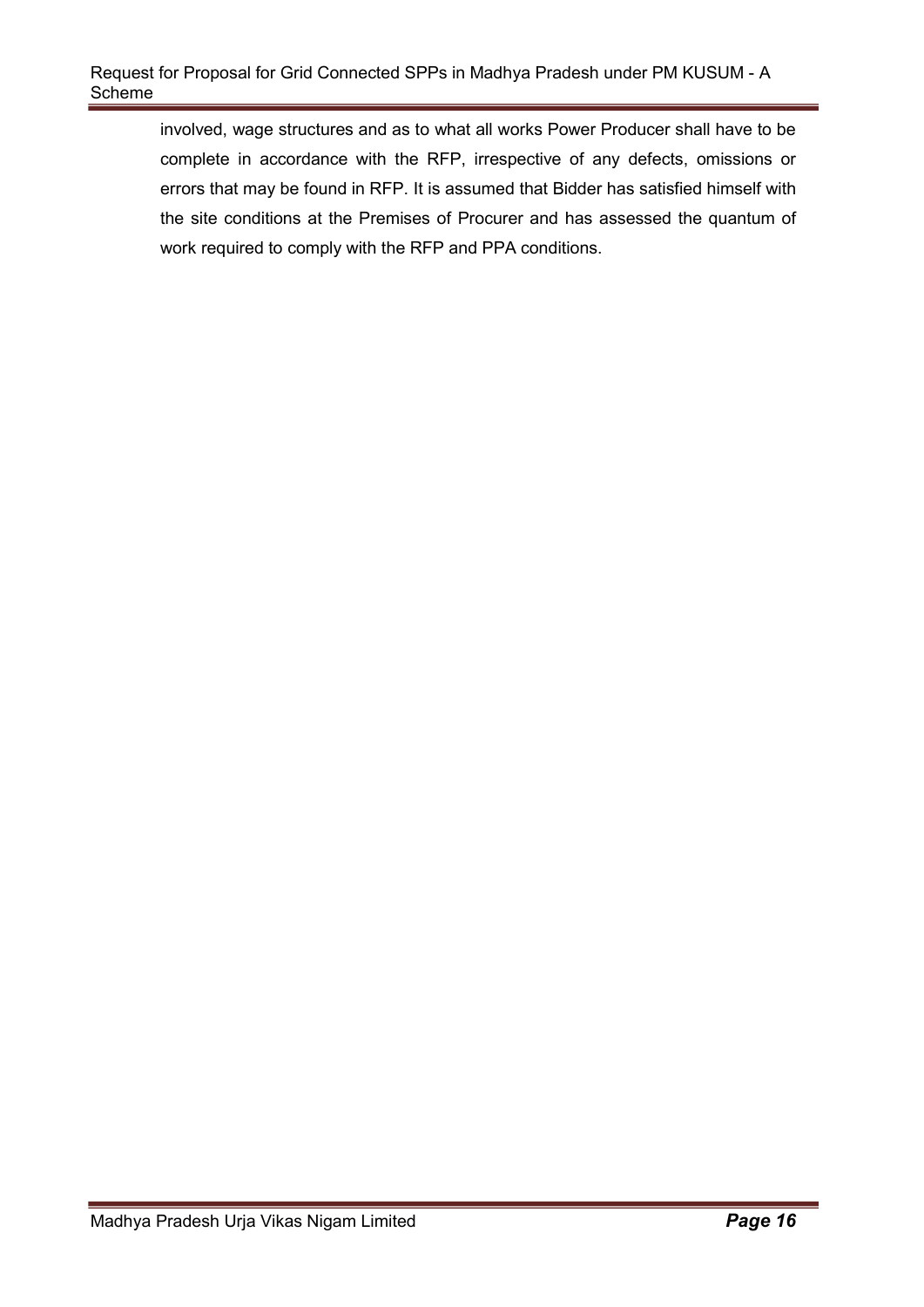involved, wage structures and as to what all works Power Producer shall have to be complete in accordance with the RFP, irrespective of any defects, omissions or errors that may be found in RFP. It is assumed that Bidder has satisfied himself with the site conditions at the Premises of Procurer and has assessed the quantum of work required to comply with the RFP and PPA conditions.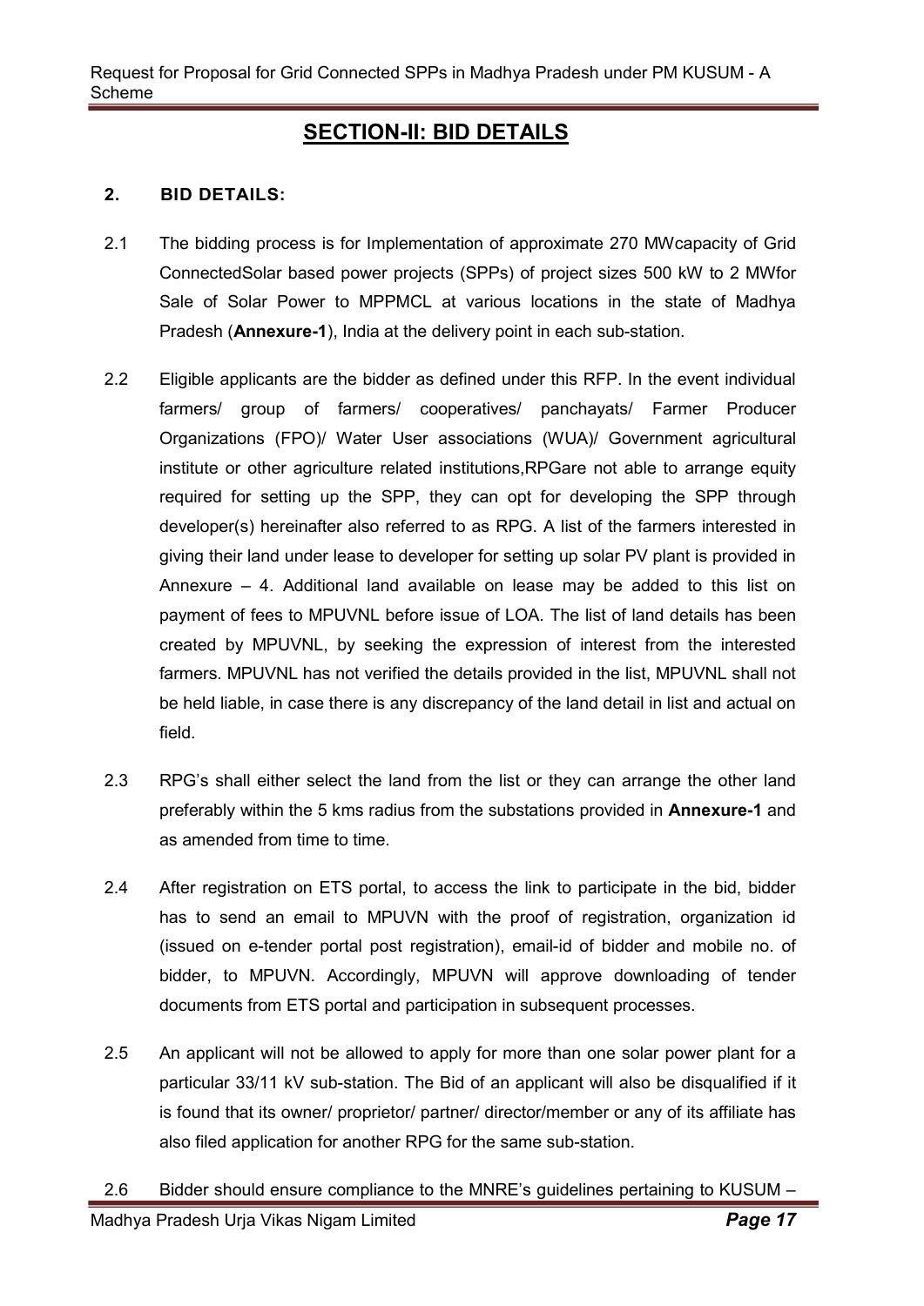# SECTION-II: BID DETAILS

## 2. BID DETAILS:

2.1 The bidding process is for Implementation of approximate 270 MWcapacity of Grid ConnectedSolar based power projects (SPPs) of project sizes 500 kW to 2 MWfor Sale of Solar Power to MPPMCL at various locations in the state of Madhya Pradesh (**Annexure-1**), India at the delivery point in each sub-station.

2.2 Eligible applicants are the bidder as defined under this RFP. In the event individual farmers/ group of farmers/ cooperatives/ panchayats/ Farmer Producer Organizations (FPO)/ Water User associations (WUA)/ Government agricultural institute or other agriculture related institutions,RPGare not able to arrange equity required for setting up the SPP, they can opt for developing the SPP through developer(s) hereinafter also referred to as RPG. A list of the farmers interested in giving their land under lease to developer for setting up solar PV plant is provided in Annexure – 4. Additional land available on lease may be added to this list on payment of fees to MPUVNL before issue of LOA. The list of land details has been created by MPUVNL, by seeking the expression of interest from the interested farmers. MPUVNL has not verified the details provided in the list, MPUVNL shall not be held liable, in case there is any discrepancy of the land detail in list and actual on field.

2.3 RPG's shall either select the land from the list or they can arrange the other land preferably within the 5 kms radius from the substations provided in **Annexure-1** and as amended from time to time.

2.4 After registration on ETS portal, to access the link to participate in the bid, bidder has to send an email to MPUVN with the proof of registration, organization id (issued on e-tender portal post registration), email-id of bidder and mobile no. of bidder, to MPUVN. Accordingly, MPUVN will approve downloading of tender documents from ETS portal and participation in subsequent processes.

2.5 An applicant will not be allowed to apply for more than one solar power plant for a particular 33/11 kV sub-station. The Bid of an applicant will also be disqualified if it is found that its owner/ proprietor/ partner/ director/member or any of its affiliate has also filed application for another RPG for the same sub-station.

2.6 Bidder should ensure compliance to the MNRE's guidelines pertaining to KUSUM –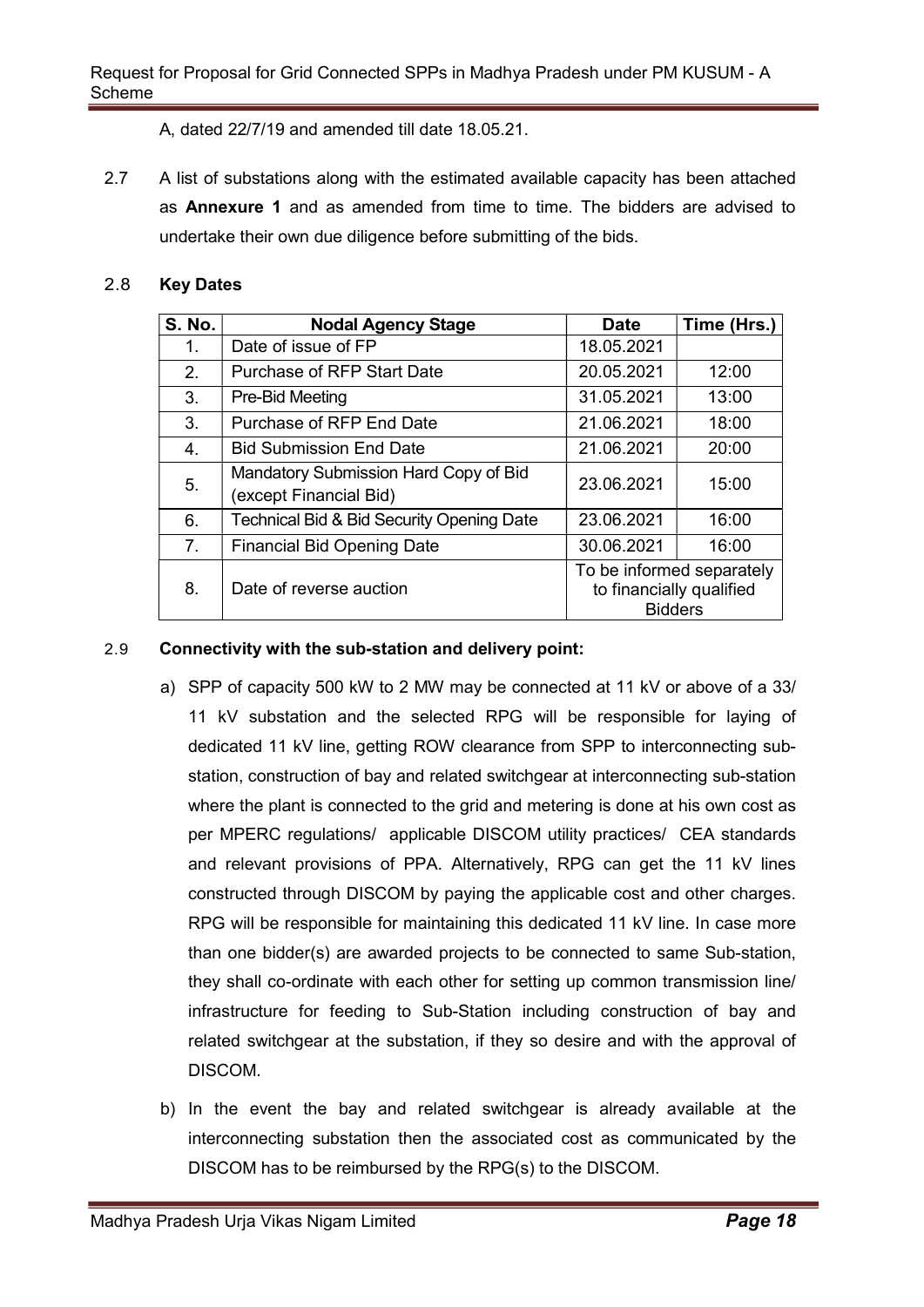A, dated 22/7/19 and amended till date 18.05.21.

2.7 A list of substations along with the estimated available capacity has been attached as **Annexure 1** and as amended from time to time. The bidders are advised to undertake their own due diligence before submitting of the bids.

2.8 **Key Dates**

| S. No. | Nodal Agency Stage | Date | Time (Hrs.) |
|---|---|---|---|
| 1. | Date of issue of FP | 18.05.2021 | |
| 2. | Purchase of RFP Start Date | 20.05.2021 | 12:00 |
| 3. | Pre-Bid Meeting | 31.05.2021 | 13:00 |
| 3. | Purchase of RFP End Date | 21.06.2021 | 18:00 |
| 4. | Bid Submission End Date | 21.06.2021 | 20:00 |
| 5. | Mandatory Submission Hard Copy of Bid (except Financial Bid) | 23.06.2021 | 15:00 |
| 6. | Technical Bid & Bid Security Opening Date | 23.06.2021 | 16:00 |
| 7. | Financial Bid Opening Date | 30.06.2021 | 16:00 |
| 8. | Date of reverse auction | To be informed separately to financially qualified Bidders | |

2.9 **Connectivity with the sub-station and delivery point:**

a) SPP of capacity 500 kW to 2 MW may be connected at 11 kV or above of a 33/ 11 kV substation and the selected RPG will be responsible for laying of dedicated 11 kV line, getting ROW clearance from SPP to interconnecting sub-station, construction of bay and related switchgear at interconnecting sub-station where the plant is connected to the grid and metering is done at his own cost as per MPERC regulations/ applicable DISCOM utility practices/ CEA standards and relevant provisions of PPA. Alternatively, RPG can get the 11 kV lines constructed through DISCOM by paying the applicable cost and other charges. RPG will be responsible for maintaining this dedicated 11 kV line. In case more than one bidder(s) are awarded projects to be connected to same Sub-station, they shall co-ordinate with each other for setting up common transmission line/ infrastructure for feeding to Sub-Station including construction of bay and related switchgear at the substation, if they so desire and with the approval of DISCOM.

b) In the event the bay and related switchgear is already available at the interconnecting substation then the associated cost as communicated by the DISCOM has to be reimbursed by the RPG(s) to the DISCOM.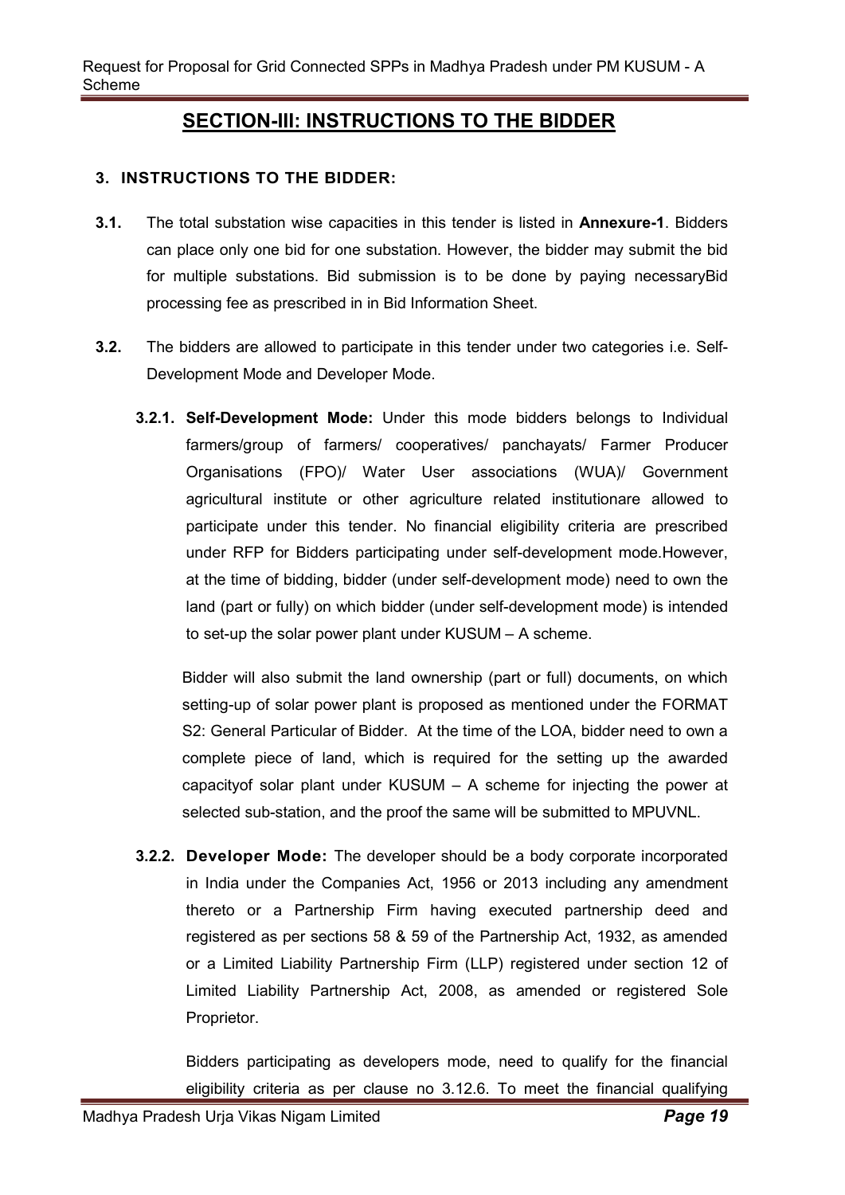# SECTION-III: INSTRUCTIONS TO THE BIDDER

## 3. INSTRUCTIONS TO THE BIDDER:

**3.1.** The total substation wise capacities in this tender is listed in **Annexure-1**. Bidders can place only one bid for one substation. However, the bidder may submit the bid for multiple substations. Bid submission is to be done by paying necessaryBid processing fee as prescribed in in Bid Information Sheet.

**3.2.** The bidders are allowed to participate in this tender under two categories i.e. Self-Development Mode and Developer Mode.

**3.2.1. Self-Development Mode:** Under this mode bidders belongs to Individual farmers/group of farmers/ cooperatives/ panchayats/ Farmer Producer Organisations (FPO)/ Water User associations (WUA)/ Government agricultural institute or other agriculture related institutionare allowed to participate under this tender. No financial eligibility criteria are prescribed under RFP for Bidders participating under self-development mode.However, at the time of bidding, bidder (under self-development mode) need to own the land (part or fully) on which bidder (under self-development mode) is intended to set-up the solar power plant under KUSUM – A scheme.

Bidder will also submit the land ownership (part or full) documents, on which setting-up of solar power plant is proposed as mentioned under the FORMAT S2: General Particular of Bidder. At the time of the LOA, bidder need to own a complete piece of land, which is required for the setting up the awarded capacityof solar plant under KUSUM – A scheme for injecting the power at selected sub-station, and the proof the same will be submitted to MPUVNL.

**3.2.2. Developer Mode:** The developer should be a body corporate incorporated in India under the Companies Act, 1956 or 2013 including any amendment thereto or a Partnership Firm having executed partnership deed and registered as per sections 58 & 59 of the Partnership Act, 1932, as amended or a Limited Liability Partnership Firm (LLP) registered under section 12 of Limited Liability Partnership Act, 2008, as amended or registered Sole Proprietor.

Bidders participating as developers mode, need to qualify for the financial eligibility criteria as per clause no 3.12.6. To meet the financial qualifying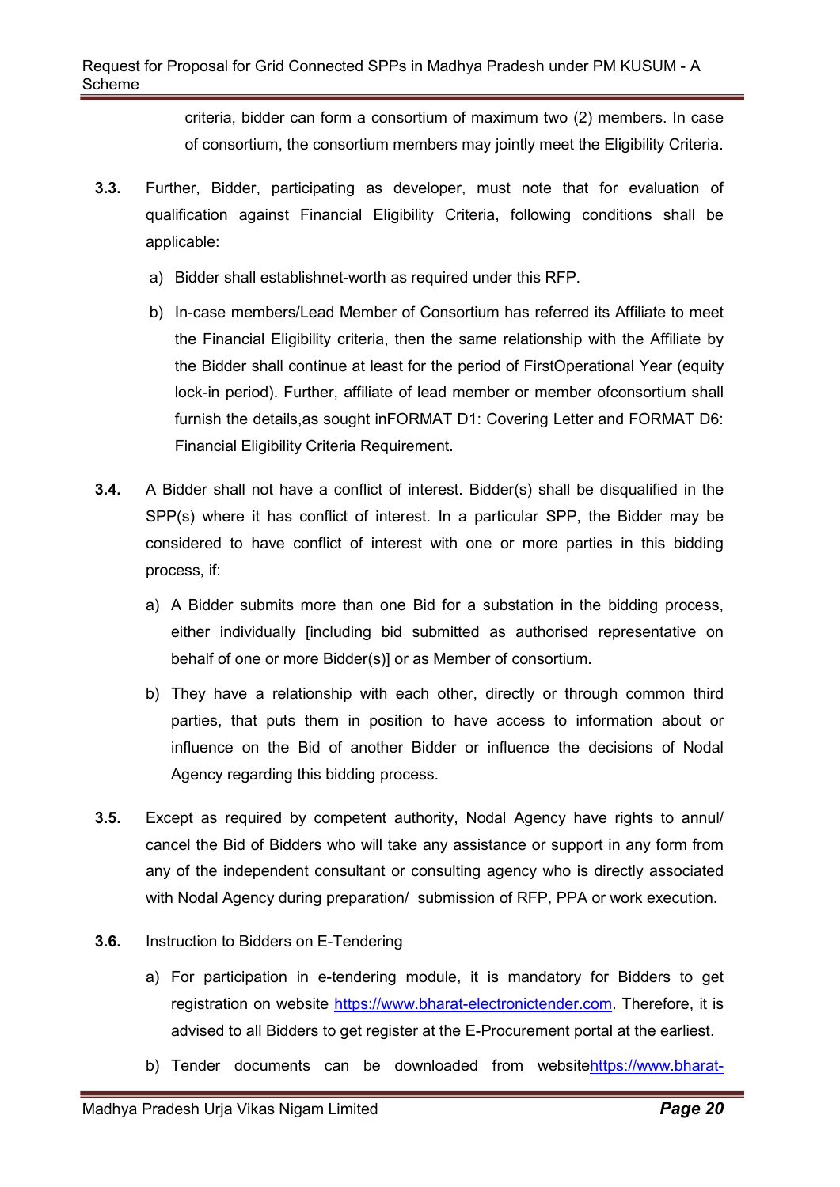criteria, bidder can form a consortium of maximum two (2) members. In case of consortium, the consortium members may jointly meet the Eligibility Criteria.

**3.3.** Further, Bidder, participating as developer, must note that for evaluation of qualification against Financial Eligibility Criteria, following conditions shall be applicable:

a) Bidder shall establishnet-worth as required under this RFP.

b) In-case members/Lead Member of Consortium has referred its Affiliate to meet the Financial Eligibility criteria, then the same relationship with the Affiliate by the Bidder shall continue at least for the period of FirstOperational Year (equity lock-in period). Further, affiliate of lead member or member ofconsortium shall furnish the details,as sought inFORMAT D1: Covering Letter and FORMAT D6: Financial Eligibility Criteria Requirement.

**3.4.** A Bidder shall not have a conflict of interest. Bidder(s) shall be disqualified in the SPP(s) where it has conflict of interest. In a particular SPP, the Bidder may be considered to have conflict of interest with one or more parties in this bidding process, if:

a) A Bidder submits more than one Bid for a substation in the bidding process, either individually [including bid submitted as authorised representative on behalf of one or more Bidder(s)] or as Member of consortium.

b) They have a relationship with each other, directly or through common third parties, that puts them in position to have access to information about or influence on the Bid of another Bidder or influence the decisions of Nodal Agency regarding this bidding process.

**3.5.** Except as required by competent authority, Nodal Agency have rights to annul/ cancel the Bid of Bidders who will take any assistance or support in any form from any of the independent consultant or consulting agency who is directly associated with Nodal Agency during preparation/ submission of RFP, PPA or work execution.

**3.6.** Instruction to Bidders on E-Tendering

a) For participation in e-tendering module, it is mandatory for Bidders to get registration on website https://www.bharat-electronictender.com. Therefore, it is advised to all Bidders to get register at the E-Procurement portal at the earliest.

b) Tender documents can be downloaded from websitehttps://www.bharat-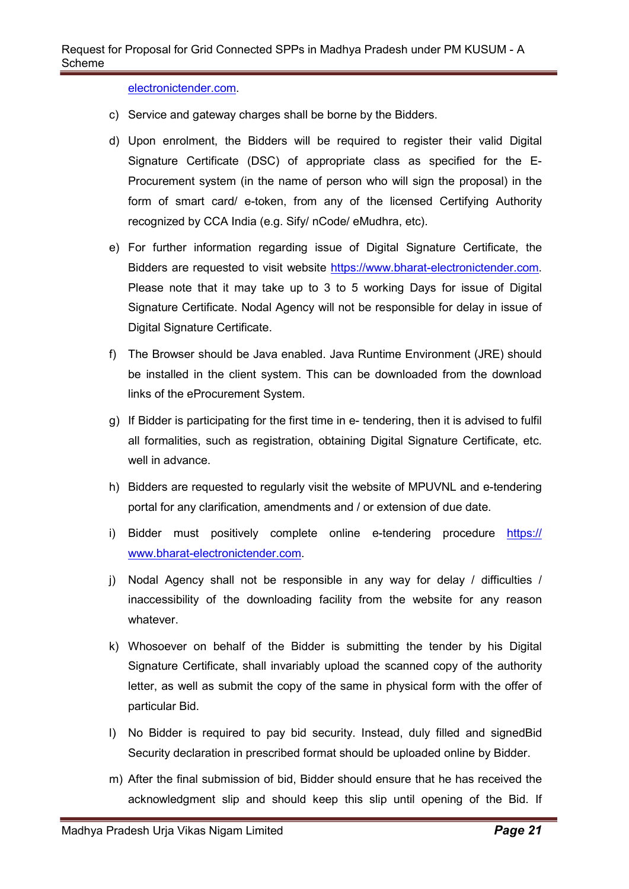electronictender.com.

c) Service and gateway charges shall be borne by the Bidders.

d) Upon enrolment, the Bidders will be required to register their valid Digital Signature Certificate (DSC) of appropriate class as specified for the E-Procurement system (in the name of person who will sign the proposal) in the form of smart card/ e-token, from any of the licensed Certifying Authority recognized by CCA India (e.g. Sify/ nCode/ eMudhra, etc).

e) For further information regarding issue of Digital Signature Certificate, the Bidders are requested to visit website https://www.bharat-electronictender.com. Please note that it may take up to 3 to 5 working Days for issue of Digital Signature Certificate. Nodal Agency will not be responsible for delay in issue of Digital Signature Certificate.

f) The Browser should be Java enabled. Java Runtime Environment (JRE) should be installed in the client system. This can be downloaded from the download links of the eProcurement System.

g) If Bidder is participating for the first time in e- tendering, then it is advised to fulfil all formalities, such as registration, obtaining Digital Signature Certificate, etc. well in advance.

h) Bidders are requested to regularly visit the website of MPUVNL and e-tendering portal for any clarification, amendments and / or extension of due date.

i) Bidder must positively complete online e-tendering procedure https:// www.bharat-electronictender.com.

j) Nodal Agency shall not be responsible in any way for delay / difficulties / inaccessibility of the downloading facility from the website for any reason whatever.

k) Whosoever on behalf of the Bidder is submitting the tender by his Digital Signature Certificate, shall invariably upload the scanned copy of the authority letter, as well as submit the copy of the same in physical form with the offer of particular Bid.

l) No Bidder is required to pay bid security. Instead, duly filled and signedBid Security declaration in prescribed format should be uploaded online by Bidder.

m) After the final submission of bid, Bidder should ensure that he has received the acknowledgment slip and should keep this slip until opening of the Bid. If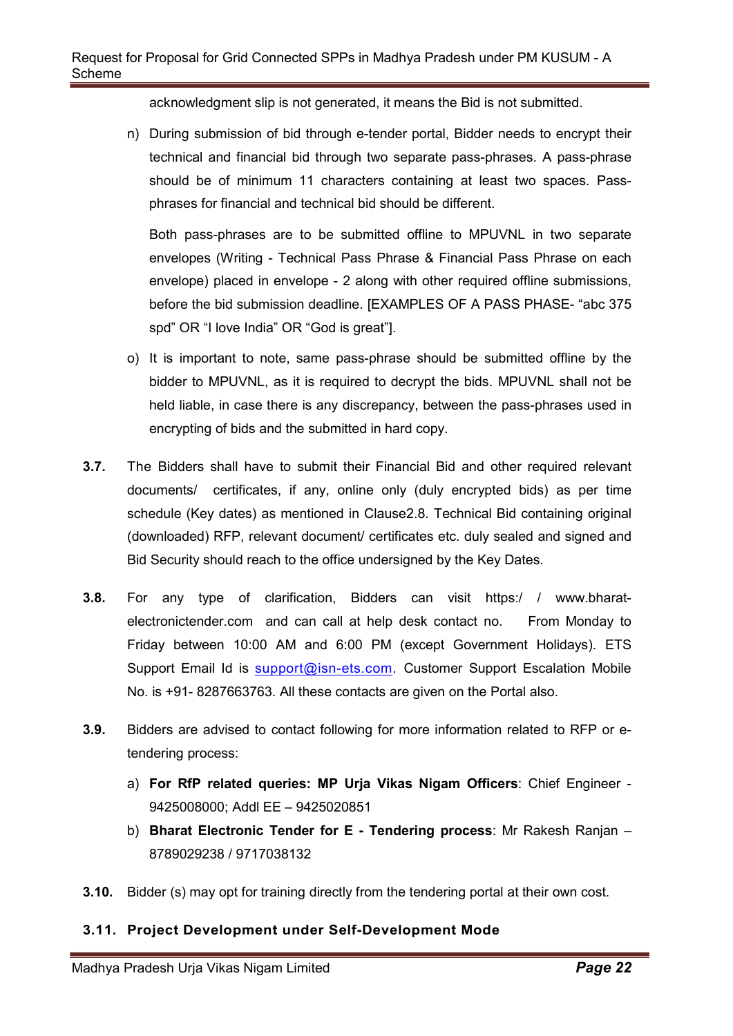acknowledgment slip is not generated, it means the Bid is not submitted.

n) During submission of bid through e-tender portal, Bidder needs to encrypt their technical and financial bid through two separate pass-phrases. A pass-phrase should be of minimum 11 characters containing at least two spaces. Pass-phrases for financial and technical bid should be different.

   Both pass-phrases are to be submitted offline to MPUVNL in two separate envelopes (Writing - Technical Pass Phrase & Financial Pass Phrase on each envelope) placed in envelope - 2 along with other required offline submissions, before the bid submission deadline. [EXAMPLES OF A PASS PHASE- "abc 375 spd" OR "I love India" OR "God is great"].

o) It is important to note, same pass-phrase should be submitted offline by the bidder to MPUVNL, as it is required to decrypt the bids. MPUVNL shall not be held liable, in case there is any discrepancy, between the pass-phrases used in encrypting of bids and the submitted in hard copy.

**3.7.** The Bidders shall have to submit their Financial Bid and other required relevant documents/ certificates, if any, online only (duly encrypted bids) as per time schedule (Key dates) as mentioned in Clause2.8. Technical Bid containing original (downloaded) RFP, relevant document/ certificates etc. duly sealed and signed and Bid Security should reach to the office undersigned by the Key Dates.

**3.8.** For any type of clarification, Bidders can visit https:/ / www.bharat-electronictender.com and can call at help desk contact no. From Monday to Friday between 10:00 AM and 6:00 PM (except Government Holidays). ETS Support Email Id is support@isn-ets.com. Customer Support Escalation Mobile No. is +91- 8287663763. All these contacts are given on the Portal also.

**3.9.** Bidders are advised to contact following for more information related to RFP or e-tendering process:

a) **For RfP related queries: MP Urja Vikas Nigam Officers**: Chief Engineer - 9425008000; Addl EE – 9425020851

b) **Bharat Electronic Tender for E - Tendering process**: Mr Rakesh Ranjan – 8789029238 / 9717038132

**3.10.** Bidder (s) may opt for training directly from the tendering portal at their own cost.

### 3.11. Project Development under Self-Development Mode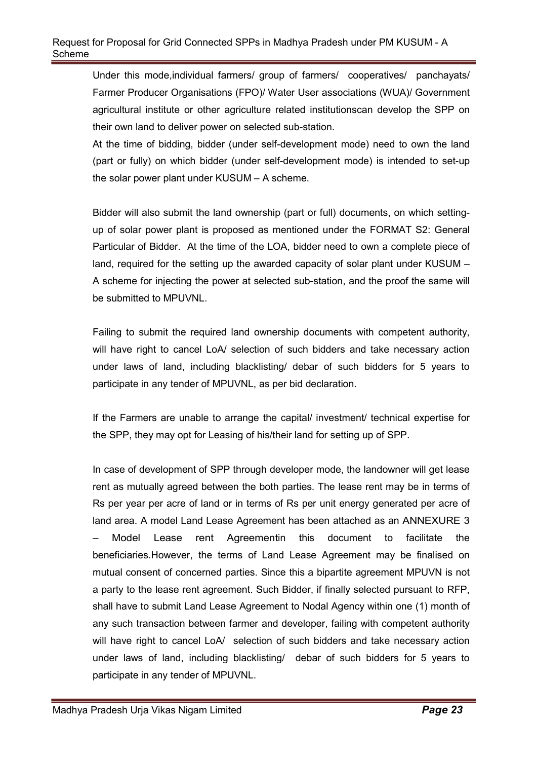Under this mode,individual farmers/ group of farmers/ cooperatives/ panchayats/ Farmer Producer Organisations (FPO)/ Water User associations (WUA)/ Government agricultural institute or other agriculture related institutionscan develop the SPP on their own land to deliver power on selected sub-station.

At the time of bidding, bidder (under self-development mode) need to own the land (part or fully) on which bidder (under self-development mode) is intended to set-up the solar power plant under KUSUM – A scheme.

Bidder will also submit the land ownership (part or full) documents, on which setting-up of solar power plant is proposed as mentioned under the FORMAT S2: General Particular of Bidder. At the time of the LOA, bidder need to own a complete piece of land, required for the setting up the awarded capacity of solar plant under KUSUM – A scheme for injecting the power at selected sub-station, and the proof the same will be submitted to MPUVNL.

Failing to submit the required land ownership documents with competent authority, will have right to cancel LoA/ selection of such bidders and take necessary action under laws of land, including blacklisting/ debar of such bidders for 5 years to participate in any tender of MPUVNL, as per bid declaration.

If the Farmers are unable to arrange the capital/ investment/ technical expertise for the SPP, they may opt for Leasing of his/their land for setting up of SPP.

In case of development of SPP through developer mode, the landowner will get lease rent as mutually agreed between the both parties. The lease rent may be in terms of Rs per year per acre of land or in terms of Rs per unit energy generated per acre of land area. A model Land Lease Agreement has been attached as an ANNEXURE 3 – Model Lease rent Agreementin this document to facilitate the beneficiaries.However, the terms of Land Lease Agreement may be finalised on mutual consent of concerned parties. Since this a bipartite agreement MPUVN is not a party to the lease rent agreement. Such Bidder, if finally selected pursuant to RFP, shall have to submit Land Lease Agreement to Nodal Agency within one (1) month of any such transaction between farmer and developer, failing with competent authority will have right to cancel LoA/ selection of such bidders and take necessary action under laws of land, including blacklisting/ debar of such bidders for 5 years to participate in any tender of MPUVNL.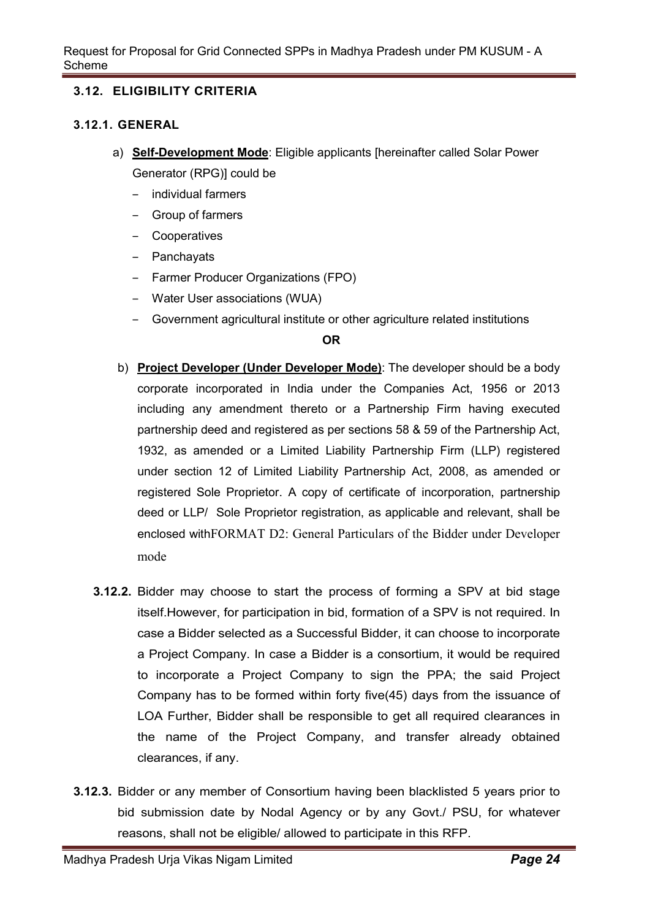### 3.12. ELIGIBILITY CRITERIA

#### 3.12.1. GENERAL

a) **<u>Self-Development Mode</u>**: Eligible applicants [hereinafter called Solar Power Generator (RPG)] could be
   - individual farmers
   - Group of farmers
   - Cooperatives
   - Panchayats
   - Farmer Producer Organizations (FPO)
   - Water User associations (WUA)
   - Government agricultural institute or other agriculture related institutions

**OR**

b) **<u>Project Developer (Under Developer Mode)</u>**: The developer should be a body corporate incorporated in India under the Companies Act, 1956 or 2013 including any amendment thereto or a Partnership Firm having executed partnership deed and registered as per sections 58 & 59 of the Partnership Act, 1932, as amended or a Limited Liability Partnership Firm (LLP) registered under section 12 of Limited Liability Partnership Act, 2008, as amended or registered Sole Proprietor. A copy of certificate of incorporation, partnership deed or LLP/ Sole Proprietor registration, as applicable and relevant, shall be enclosed withFORMAT D2: General Particulars of the Bidder under Developer mode

**3.12.2.** Bidder may choose to start the process of forming a SPV at bid stage itself.However, for participation in bid, formation of a SPV is not required. In case a Bidder selected as a Successful Bidder, it can choose to incorporate a Project Company. In case a Bidder is a consortium, it would be required to incorporate a Project Company to sign the PPA; the said Project Company has to be formed within forty five(45) days from the issuance of LOA Further, Bidder shall be responsible to get all required clearances in the name of the Project Company, and transfer already obtained clearances, if any.

**3.12.3.** Bidder or any member of Consortium having been blacklisted 5 years prior to bid submission date by Nodal Agency or by any Govt./ PSU, for whatever reasons, shall not be eligible/ allowed to participate in this RFP.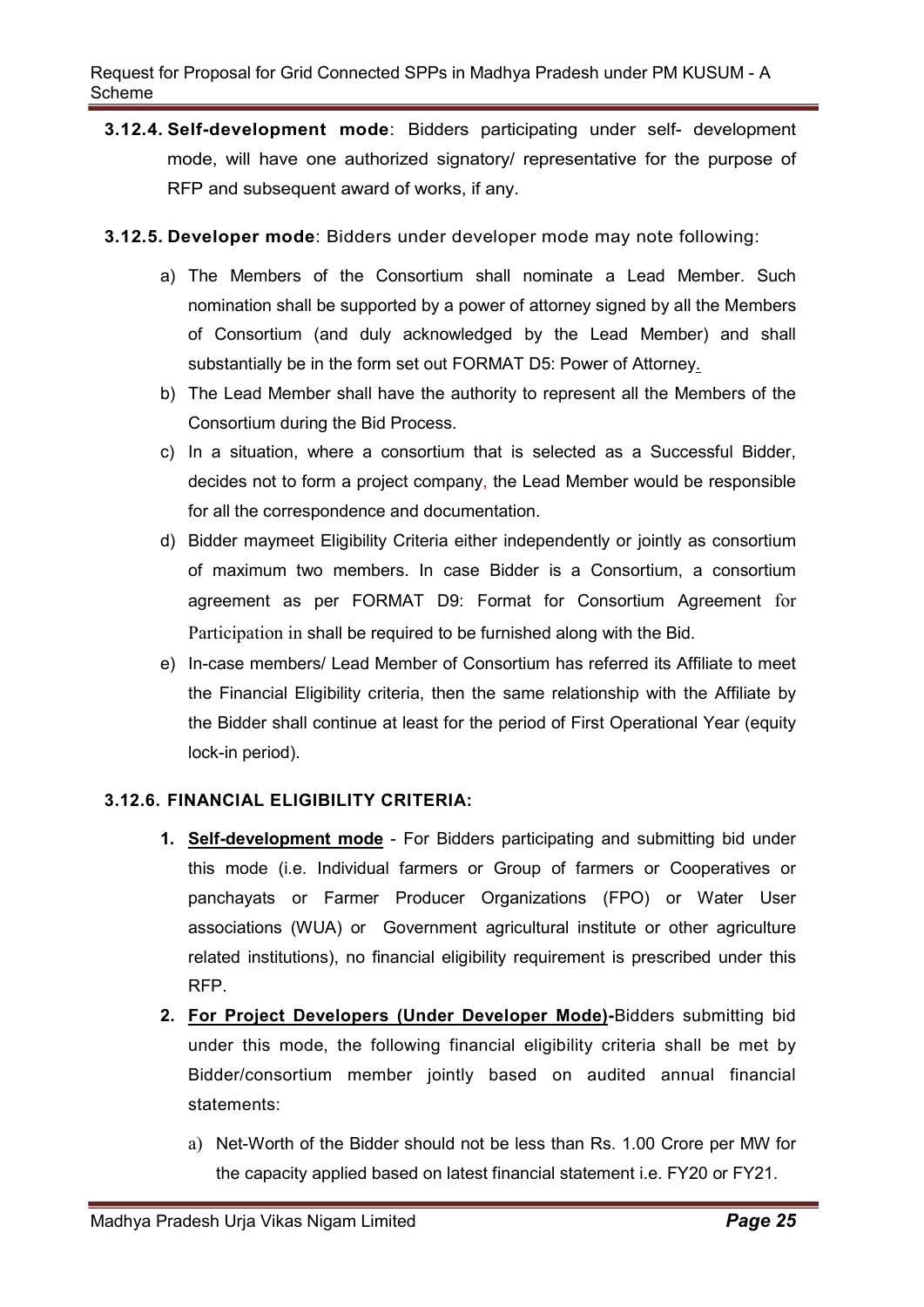**3.12.4. Self-development mode**: Bidders participating under self- development mode, will have one authorized signatory/ representative for the purpose of RFP and subsequent award of works, if any.

**3.12.5. Developer mode**: Bidders under developer mode may note following:

a) The Members of the Consortium shall nominate a Lead Member. Such nomination shall be supported by a power of attorney signed by all the Members of Consortium (and duly acknowledged by the Lead Member) and shall substantially be in the form set out FORMAT D5: Power of Attorney.

b) The Lead Member shall have the authority to represent all the Members of the Consortium during the Bid Process.

c) In a situation, where a consortium that is selected as a Successful Bidder, decides not to form a project company, the Lead Member would be responsible for all the correspondence and documentation.

d) Bidder maymeet Eligibility Criteria either independently or jointly as consortium of maximum two members. In case Bidder is a Consortium, a consortium agreement as per FORMAT D9: Format for Consortium Agreement for Participation in shall be required to be furnished along with the Bid.

e) In-case members/ Lead Member of Consortium has referred its Affiliate to meet the Financial Eligibility criteria, then the same relationship with the Affiliate by the Bidder shall continue at least for the period of First Operational Year (equity lock-in period).

**3.12.6. FINANCIAL ELIGIBILITY CRITERIA:**

1. **Self-development mode** - For Bidders participating and submitting bid under this mode (i.e. Individual farmers or Group of farmers or Cooperatives or panchayats or Farmer Producer Organizations (FPO) or Water User associations (WUA) or Government agricultural institute or other agriculture related institutions), no financial eligibility requirement is prescribed under this RFP.

2. **For Project Developers (Under Developer Mode)-**Bidders submitting bid under this mode, the following financial eligibility criteria shall be met by Bidder/consortium member jointly based on audited annual financial statements:

   a) Net-Worth of the Bidder should not be less than Rs. 1.00 Crore per MW for the capacity applied based on latest financial statement i.e. FY20 or FY21.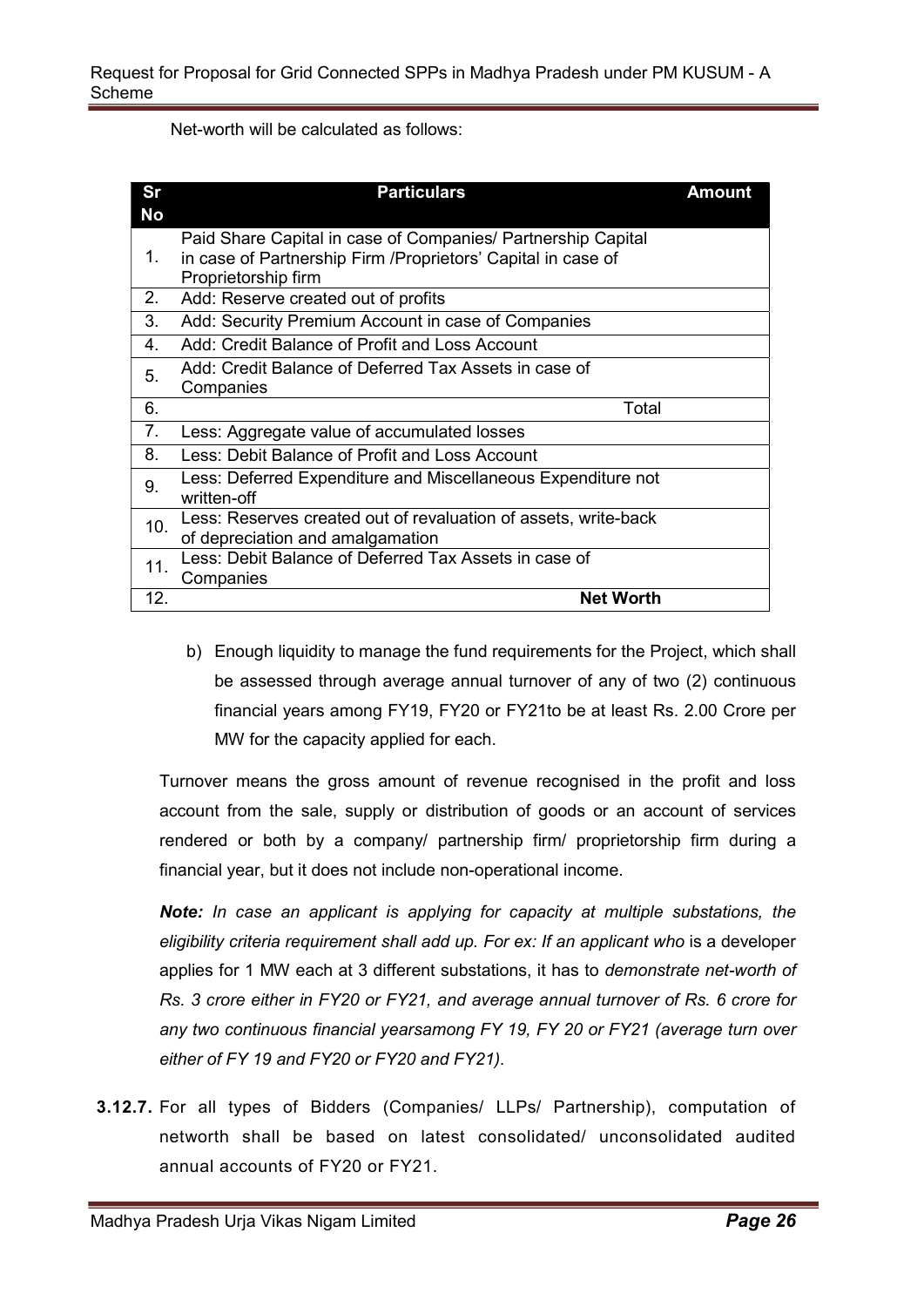Net-worth will be calculated as follows:

| Sr No | Particulars | Amount |
|---|---|---|
| 1. | Paid Share Capital in case of Companies/ Partnership Capital in case of Partnership Firm /Proprietors' Capital in case of Proprietorship firm | |
| 2. | Add: Reserve created out of profits | |
| 3. | Add: Security Premium Account in case of Companies | |
| 4. | Add: Credit Balance of Profit and Loss Account | |
| 5. | Add: Credit Balance of Deferred Tax Assets in case of Companies | |
| 6. | Total | |
| 7. | Less: Aggregate value of accumulated losses | |
| 8. | Less: Debit Balance of Profit and Loss Account | |
| 9. | Less: Deferred Expenditure and Miscellaneous Expenditure not written-off | |
| 10. | Less: Reserves created out of revaluation of assets, write-back of depreciation and amalgamation | |
| 11. | Less: Debit Balance of Deferred Tax Assets in case of Companies | |
| 12. | **Net Worth** | |

b) Enough liquidity to manage the fund requirements for the Project, which shall be assessed through average annual turnover of any of two (2) continuous financial years among FY19, FY20 or FY21to be at least Rs. 2.00 Crore per MW for the capacity applied for each.

Turnover means the gross amount of revenue recognised in the profit and loss account from the sale, supply or distribution of goods or an account of services rendered or both by a company/ partnership firm/ proprietorship firm during a financial year, but it does not include non-operational income.

***Note:*** *In case an applicant is applying for capacity at multiple substations, the eligibility criteria requirement shall add up. For ex: If an applicant who* is a developer applies for 1 MW each at 3 different substations, it has to *demonstrate net-worth of Rs. 3 crore either in FY20 or FY21, and average annual turnover of Rs. 6 crore for any two continuous financial yearsamong FY 19, FY 20 or FY21 (average turn over either of FY 19 and FY20 or FY20 and FY21).*

**3.12.7.** For all types of Bidders (Companies/ LLPs/ Partnership), computation of networth shall be based on latest consolidated/ unconsolidated audited annual accounts of FY20 or FY21.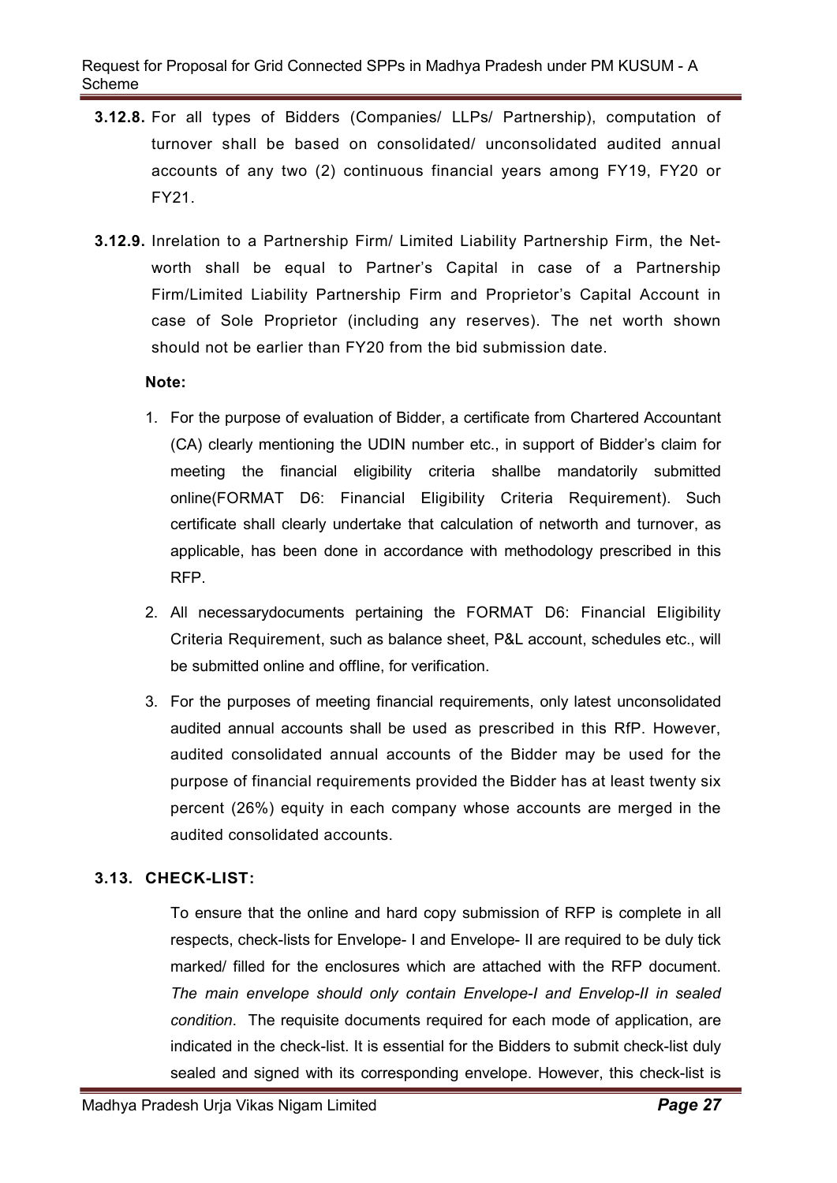**3.12.8.** For all types of Bidders (Companies/ LLPs/ Partnership), computation of turnover shall be based on consolidated/ unconsolidated audited annual accounts of any two (2) continuous financial years among FY19, FY20 or FY21.

**3.12.9.** Inrelation to a Partnership Firm/ Limited Liability Partnership Firm, the Net-worth shall be equal to Partner's Capital in case of a Partnership Firm/Limited Liability Partnership Firm and Proprietor's Capital Account in case of Sole Proprietor (including any reserves). The net worth shown should not be earlier than FY20 from the bid submission date.

**Note:**

1. For the purpose of evaluation of Bidder, a certificate from Chartered Accountant (CA) clearly mentioning the UDIN number etc., in support of Bidder's claim for meeting the financial eligibility criteria shallbe mandatorily submitted online(FORMAT D6: Financial Eligibility Criteria Requirement). Such certificate shall clearly undertake that calculation of networth and turnover, as applicable, has been done in accordance with methodology prescribed in this RFP.
2. All necessarydocuments pertaining the FORMAT D6: Financial Eligibility Criteria Requirement, such as balance sheet, P&L account, schedules etc., will be submitted online and offline, for verification.
3. For the purposes of meeting financial requirements, only latest unconsolidated audited annual accounts shall be used as prescribed in this RfP. However, audited consolidated annual accounts of the Bidder may be used for the purpose of financial requirements provided the Bidder has at least twenty six percent (26%) equity in each company whose accounts are merged in the audited consolidated accounts.

### 3.13. CHECK-LIST:

To ensure that the online and hard copy submission of RFP is complete in all respects, check-lists for Envelope- I and Envelope- II are required to be duly tick marked/ filled for the enclosures which are attached with the RFP document. *The main envelope should only contain Envelope-I and Envelop-II in sealed condition*. The requisite documents required for each mode of application, are indicated in the check-list. It is essential for the Bidders to submit check-list duly sealed and signed with its corresponding envelope. However, this check-list is